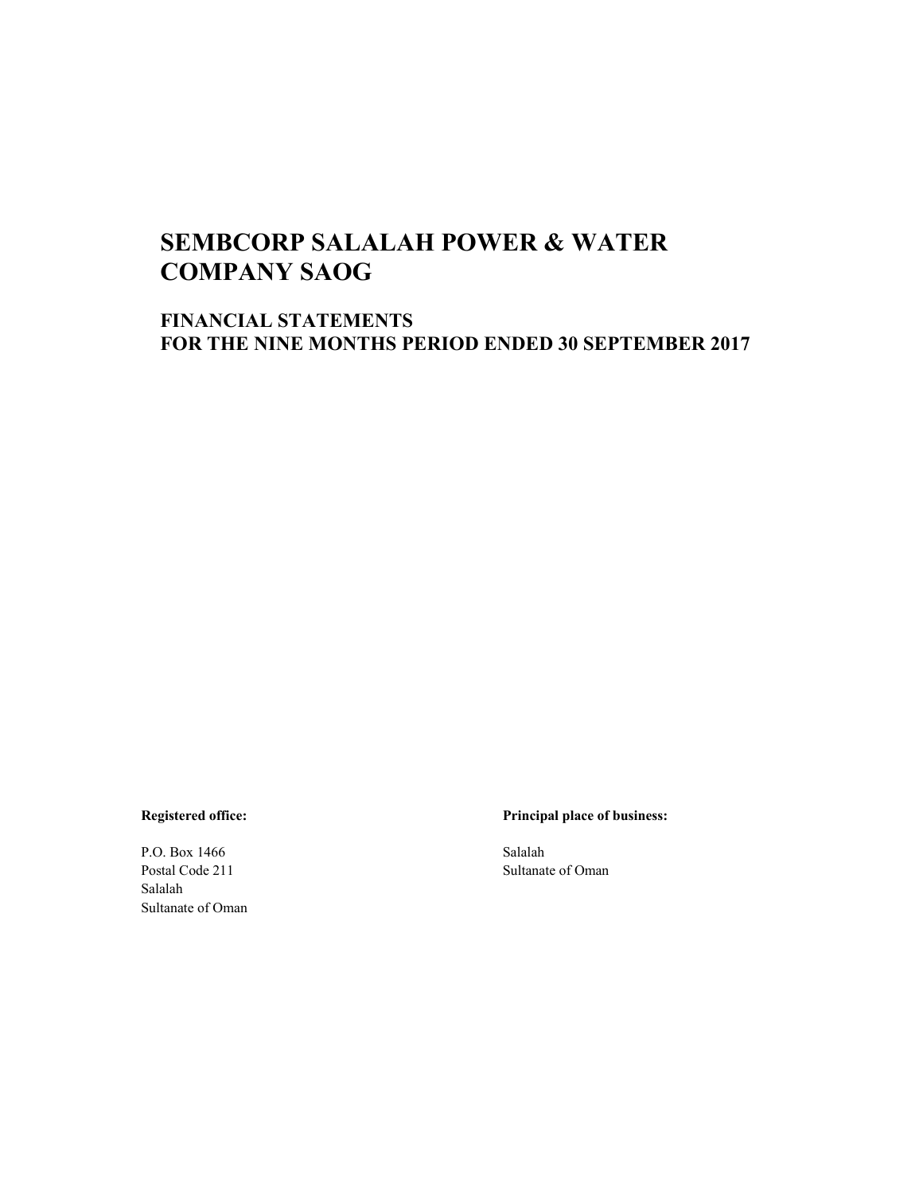# SEMBCORP SALALAH POWER & WATER COMPANY SAOG

## FINANCIAL STATEMENTS
## FOR THE NINE MONTHS PERIOD ENDED 30 SEPTEMBER 2017

**Registered office:**

P.O. Box 1466
Postal Code 211
Salalah
Sultanate of Oman

**Principal place of business:**

Salalah
Sultanate of Oman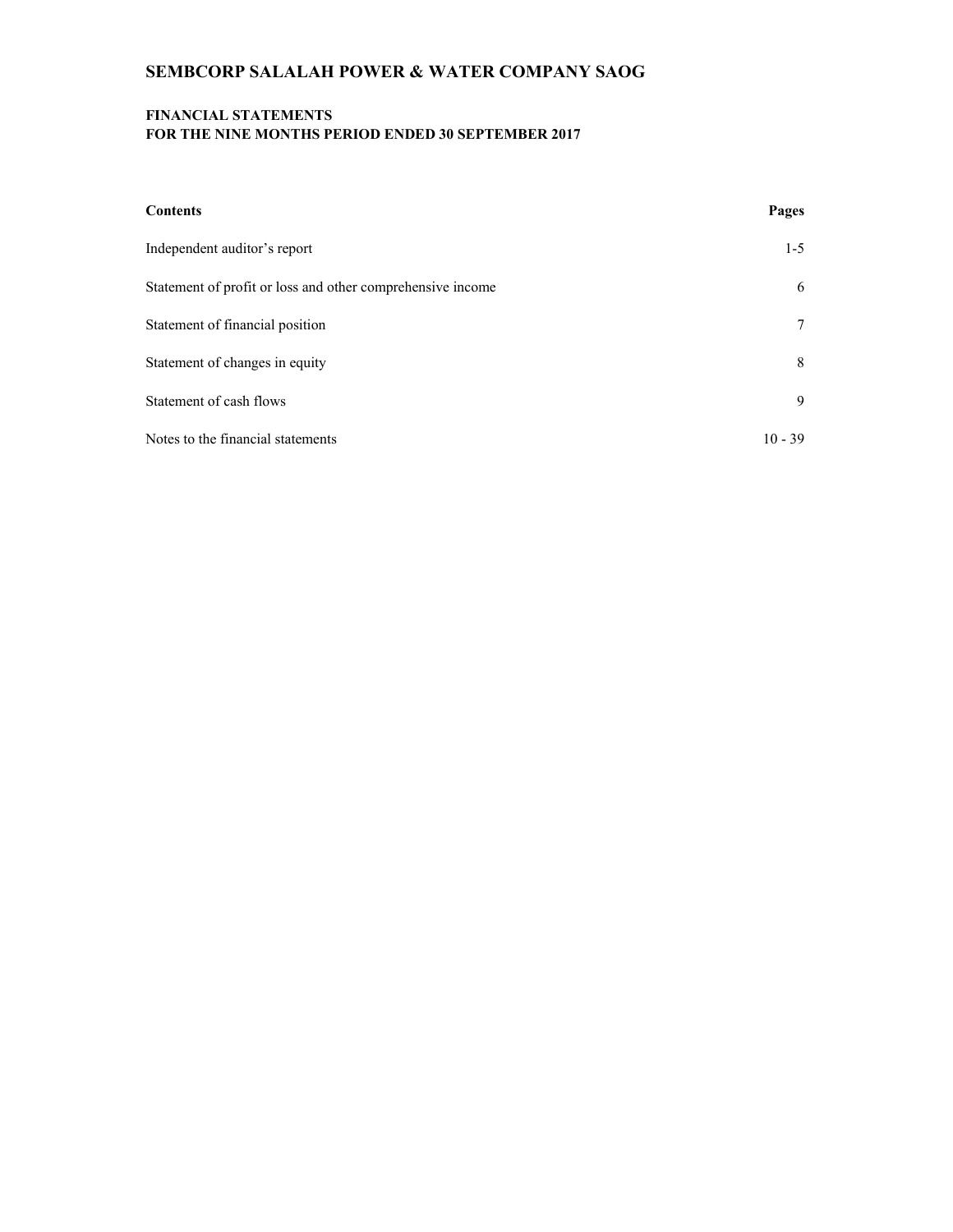# SEMBCORP SALALAH POWER & WATER COMPANY SAOG

## FINANCIAL STATEMENTS
## FOR THE NINE MONTHS PERIOD ENDED 30 SEPTEMBER 2017

| **Contents** | **Pages** |
|---|---|
| Independent auditor's report | 1-5 |
| Statement of profit or loss and other comprehensive income | 6 |
| Statement of financial position | 7 |
| Statement of changes in equity | 8 |
| Statement of cash flows | 9 |
| Notes to the financial statements | 10 - 39 |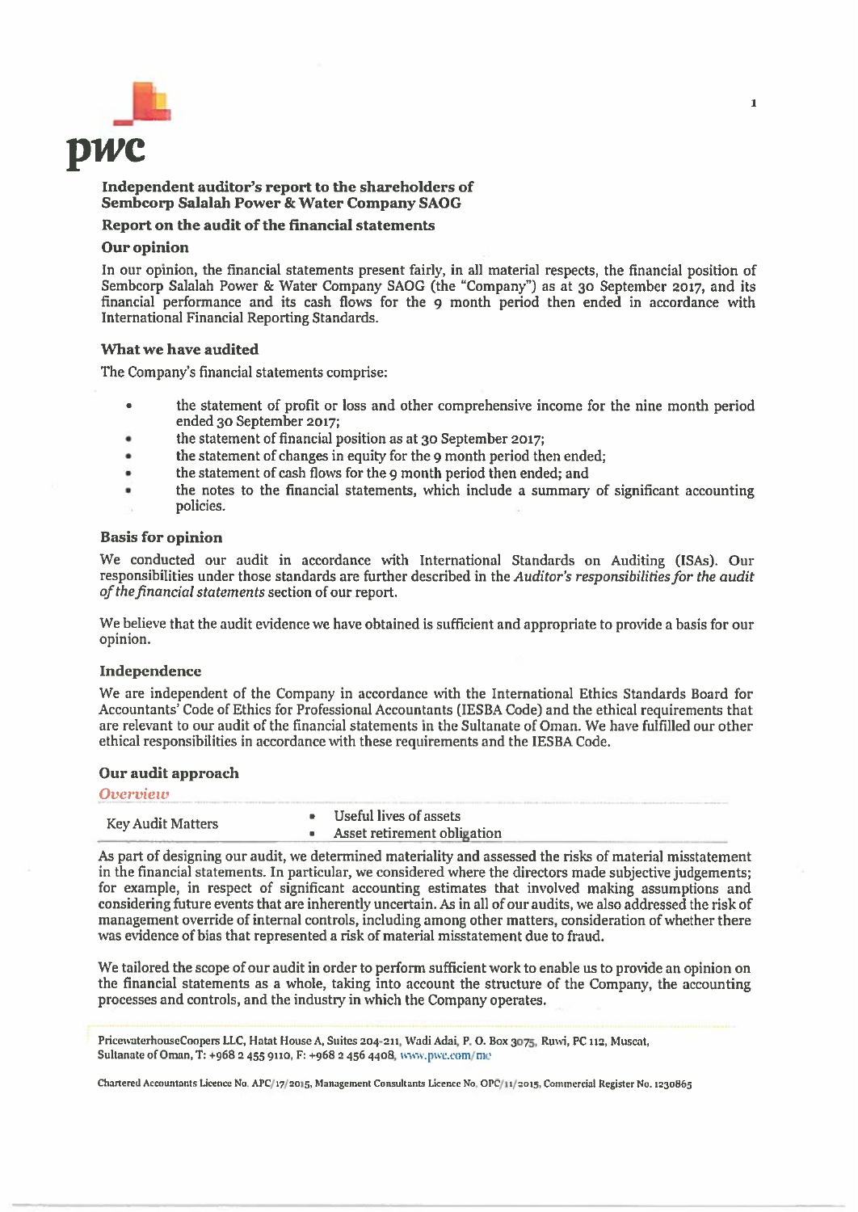## Independent auditor's report to the shareholders of Sembcorp Salalah Power & Water Company SAOG

### Report on the audit of the financial statements

#### Our opinion

In our opinion, the financial statements present fairly, in all material respects, the financial position of Sembcorp Salalah Power & Water Company SAOG (the "Company") as at 30 September 2017, and its financial performance and its cash flows for the 9 month period then ended in accordance with International Financial Reporting Standards.

#### What we have audited

The Company's financial statements comprise:

- the statement of profit or loss and other comprehensive income for the nine month period ended 30 September 2017;
- the statement of financial position as at 30 September 2017;
- the statement of changes in equity for the 9 month period then ended;
- the statement of cash flows for the 9 month period then ended; and
- the notes to the financial statements, which include a summary of significant accounting policies.

#### Basis for opinion

We conducted our audit in accordance with International Standards on Auditing (ISAs). Our responsibilities under those standards are further described in the *Auditor's responsibilities for the audit of the financial statements* section of our report.

We believe that the audit evidence we have obtained is sufficient and appropriate to provide a basis for our opinion.

#### Independence

We are independent of the Company in accordance with the International Ethics Standards Board for Accountants' Code of Ethics for Professional Accountants (IESBA Code) and the ethical requirements that are relevant to our audit of the financial statements in the Sultanate of Oman. We have fulfilled our other ethical responsibilities in accordance with these requirements and the IESBA Code.

#### Our audit approach

*Overview*

| Key Audit Matters | • Useful lives of assets<br>• Asset retirement obligation |
|---|---|

As part of designing our audit, we determined materiality and assessed the risks of material misstatement in the financial statements. In particular, we considered where the directors made subjective judgements; for example, in respect of significant accounting estimates that involved making assumptions and considering future events that are inherently uncertain. As in all of our audits, we also addressed the risk of management override of internal controls, including among other matters, consideration of whether there was evidence of bias that represented a risk of material misstatement due to fraud.

We tailored the scope of our audit in order to perform sufficient work to enable us to provide an opinion on the financial statements as a whole, taking into account the structure of the Company, the accounting processes and controls, and the industry in which the Company operates.

PricewaterhouseCoopers LLC, Hatat House A, Suites 204-211, Wadi Adai, P. O. Box 3075, Ruwi, PC 112, Muscat, Sultanate of Oman, T: +968 2 455 9110, F: +968 2 456 4408, www.pwc.com/me

Chartered Accountants Licence No. APC/17/2015, Management Consultants Licence No. OPC/11/2015, Commercial Register No. 1230865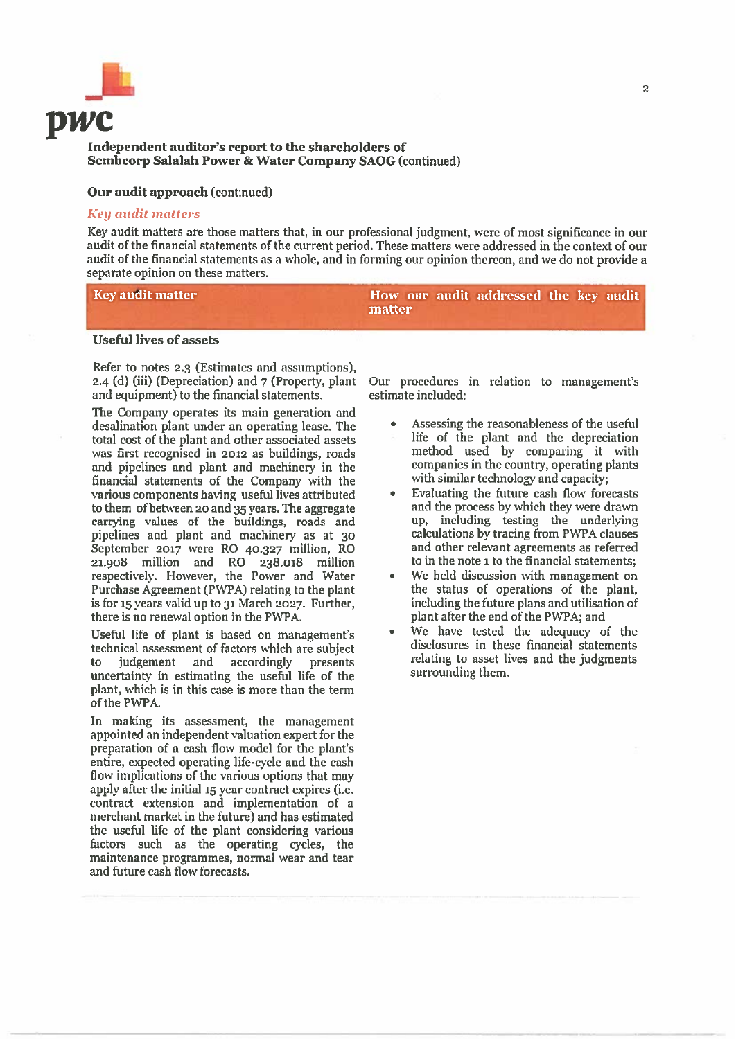**Independent auditor's report to the shareholders of Sembcorp Salalah Power & Water Company SAOG** (continued)

**Our audit approach** (continued)

### *Key audit matters*

Key audit matters are those matters that, in our professional judgment, were of most significance in our audit of the financial statements of the current period. These matters were addressed in the context of our audit of the financial statements as a whole, and in forming our opinion thereon, and we do not provide a separate opinion on these matters.

| Key audit matter | How our audit addressed the key audit matter |
|---|---|
| **Useful lives of assets** | |
| Refer to notes 2.3 (Estimates and assumptions), 2.4 (d) (iii) (Depreciation) and 7 (Property, plant and equipment) to the financial statements.<br><br>The Company operates its main generation and desalination plant under an operating lease. The total cost of the plant and other associated assets was first recognised in 2012 as buildings, roads and pipelines and plant and machinery in the financial statements of the Company with the various components having useful lives attributed to them of between 20 and 35 years. The aggregate carrying values of the buildings, roads and pipelines and plant and machinery as at 30 September 2017 were RO 40.327 million, RO 21.908 million and RO 238.018 million respectively. However, the Power and Water Purchase Agreement (PWPA) relating to the plant is for 15 years valid up to 31 March 2027. Further, there is no renewal option in the PWPA.<br><br>Useful life of plant is based on management's technical assessment of factors which are subject to judgement and accordingly presents uncertainty in estimating the useful life of the plant, which is in this case is more than the term of the PWPA.<br><br>In making its assessment, the management appointed an independent valuation expert for the preparation of a cash flow model for the plant's entire, expected operating life-cycle and the cash flow implications of the various options that may apply after the initial 15 year contract expires (i.e. contract extension and implementation of a merchant market in the future) and has estimated the useful life of the plant considering various factors such as the operating cycles, the maintenance programmes, normal wear and tear and future cash flow forecasts. | Our procedures in relation to management's estimate included:<br><br>• Assessing the reasonableness of the useful life of the plant and the depreciation method used by comparing it with companies in the country, operating plants with similar technology and capacity;<br>• Evaluating the future cash flow forecasts and the process by which they were drawn up, including testing the underlying calculations by tracing from PWPA clauses and other relevant agreements as referred to in the note 1 to the financial statements;<br>• We held discussion with management on the status of operations of the plant, including the future plans and utilisation of plant after the end of the PWPA; and<br>• We have tested the adequacy of the disclosures in these financial statements relating to asset lives and the judgments surrounding them. |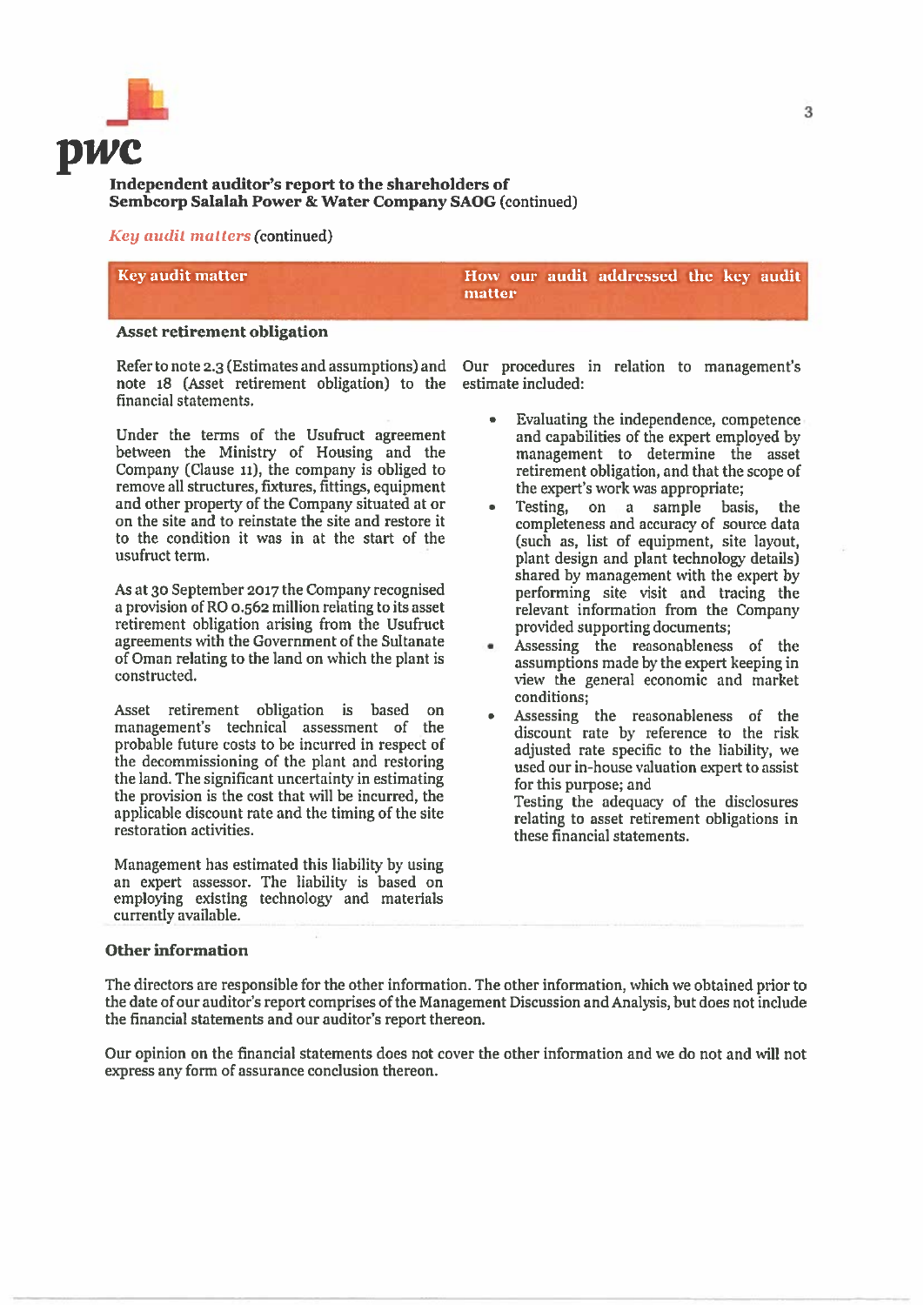**Independent auditor's report to the shareholders of**
**Sembcorp Salalah Power & Water Company SAOG** (continued)

*Key audit matters* (continued)

| Key audit matter | How our audit addressed the key audit matter |
|---|---|
| **Asset retirement obligation** | |
| Refer to note 2.3 (Estimates and assumptions) and note 18 (Asset retirement obligation) to the financial statements.<br><br>Under the terms of the Usufruct agreement between the Ministry of Housing and the Company (Clause 11), the company is obliged to remove all structures, fixtures, fittings, equipment and other property of the Company situated at or on the site and to reinstate the site and restore it to the condition it was in at the start of the usufruct term.<br><br>As at 30 September 2017 the Company recognised a provision of RO 0.562 million relating to its asset retirement obligation arising from the Usufruct agreements with the Government of the Sultanate of Oman relating to the land on which the plant is constructed.<br><br>Asset retirement obligation is based on management's technical assessment of the probable future costs to be incurred in respect of the decommissioning of the plant and restoring the land. The significant uncertainty in estimating the provision is the cost that will be incurred, the applicable discount rate and the timing of the site restoration activities.<br><br>Management has estimated this liability by using an expert assessor. The liability is based on employing existing technology and materials currently available. | Our procedures in relation to management's estimate included:<br><br>• Evaluating the independence, competence and capabilities of the expert employed by management to determine the asset retirement obligation, and that the scope of the expert's work was appropriate;<br>• Testing, on a sample basis, the completeness and accuracy of source data (such as, list of equipment, site layout, plant design and plant technology details) shared by management with the expert by performing site visit and tracing the relevant information from the Company provided supporting documents;<br>• Assessing the reasonableness of the assumptions made by the expert keeping in view the general economic and market conditions;<br>• Assessing the reasonableness of the discount rate by reference to the risk adjusted rate specific to the liability, we used our in-house valuation expert to assist for this purpose; and<br>Testing the adequacy of the disclosures relating to asset retirement obligations in these financial statements. |

## Other information

The directors are responsible for the other information. The other information, which we obtained prior to the date of our auditor's report comprises of the Management Discussion and Analysis, but does not include the financial statements and our auditor's report thereon.

Our opinion on the financial statements does not cover the other information and we do not and will not express any form of assurance conclusion thereon.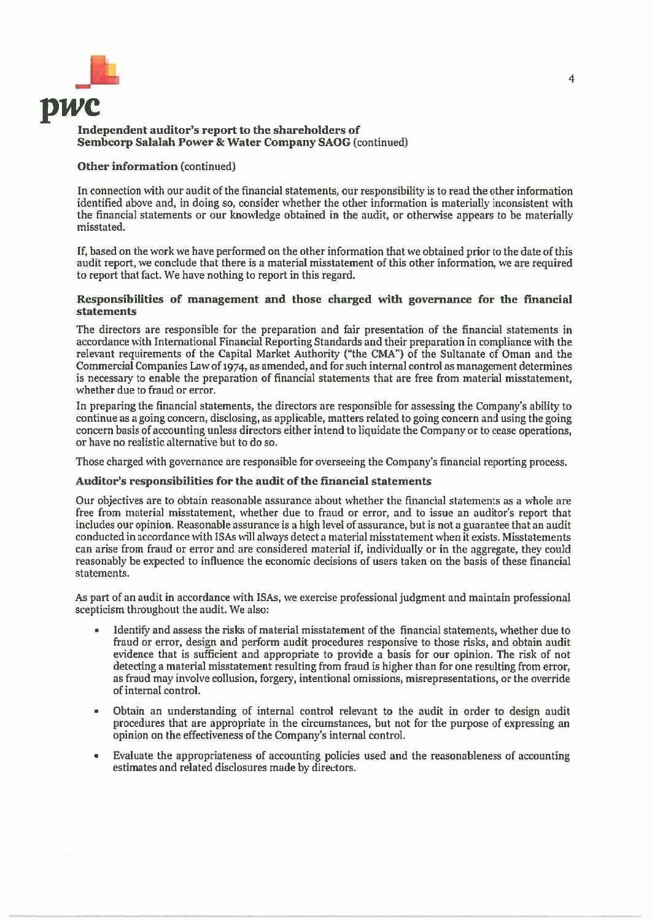**Independent auditor's report to the shareholders of Sembcorp Salalah Power & Water Company SAOG** (continued)

**Other information** (continued)

In connection with our audit of the financial statements, our responsibility is to read the other information identified above and, in doing so, consider whether the other information is materially inconsistent with the financial statements or our knowledge obtained in the audit, or otherwise appears to be materially misstated.

If, based on the work we have performed on the other information that we obtained prior to the date of this audit report, we conclude that there is a material misstatement of this other information, we are required to report that fact. We have nothing to report in this regard.

## Responsibilities of management and those charged with governance for the financial statements

The directors are responsible for the preparation and fair presentation of the financial statements in accordance with International Financial Reporting Standards and their preparation in compliance with the relevant requirements of the Capital Market Authority ("the CMA") of the Sultanate of Oman and the Commercial Companies Law of 1974, as amended, and for such internal control as management determines is necessary to enable the preparation of financial statements that are free from material misstatement, whether due to fraud or error.

In preparing the financial statements, the directors are responsible for assessing the Company's ability to continue as a going concern, disclosing, as applicable, matters related to going concern and using the going concern basis of accounting unless directors either intend to liquidate the Company or to cease operations, or have no realistic alternative but to do so.

Those charged with governance are responsible for overseeing the Company's financial reporting process.

## Auditor's responsibilities for the audit of the financial statements

Our objectives are to obtain reasonable assurance about whether the financial statements as a whole are free from material misstatement, whether due to fraud or error, and to issue an auditor's report that includes our opinion. Reasonable assurance is a high level of assurance, but is not a guarantee that an audit conducted in accordance with ISAs will always detect a material misstatement when it exists. Misstatements can arise from fraud or error and are considered material if, individually or in the aggregate, they could reasonably be expected to influence the economic decisions of users taken on the basis of these financial statements.

As part of an audit in accordance with ISAs, we exercise professional judgment and maintain professional scepticism throughout the audit. We also:

- Identify and assess the risks of material misstatement of the financial statements, whether due to fraud or error, design and perform audit procedures responsive to those risks, and obtain audit evidence that is sufficient and appropriate to provide a basis for our opinion. The risk of not detecting a material misstatement resulting from fraud is higher than for one resulting from error, as fraud may involve collusion, forgery, intentional omissions, misrepresentations, or the override of internal control.
- Obtain an understanding of internal control relevant to the audit in order to design audit procedures that are appropriate in the circumstances, but not for the purpose of expressing an opinion on the effectiveness of the Company's internal control.
- Evaluate the appropriateness of accounting policies used and the reasonableness of accounting estimates and related disclosures made by directors.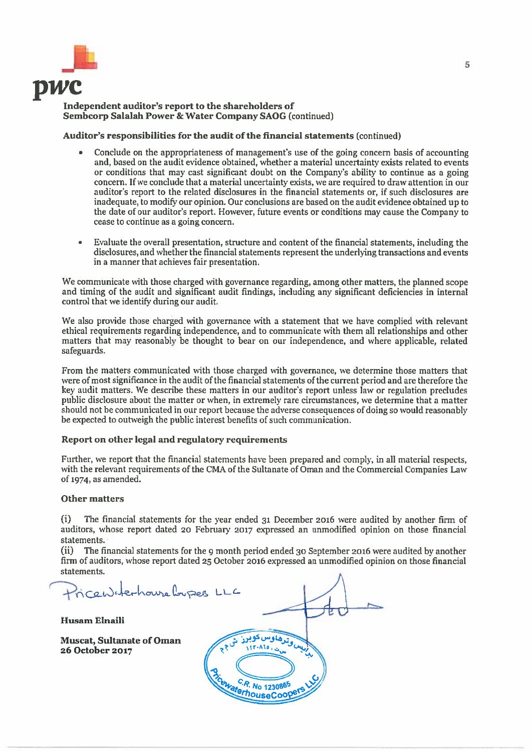**Independent auditor's report to the shareholders of Sembcorp Salalah Power & Water Company SAOG** (continued)

**Auditor's responsibilities for the audit of the financial statements** (continued)

- Conclude on the appropriateness of management's use of the going concern basis of accounting and, based on the audit evidence obtained, whether a material uncertainty exists related to events or conditions that may cast significant doubt on the Company's ability to continue as a going concern. If we conclude that a material uncertainty exists, we are required to draw attention in our auditor's report to the related disclosures in the financial statements or, if such disclosures are inadequate, to modify our opinion. Our conclusions are based on the audit evidence obtained up to the date of our auditor's report. However, future events or conditions may cause the Company to cease to continue as a going concern.

- Evaluate the overall presentation, structure and content of the financial statements, including the disclosures, and whether the financial statements represent the underlying transactions and events in a manner that achieves fair presentation.

We communicate with those charged with governance regarding, among other matters, the planned scope and timing of the audit and significant audit findings, including any significant deficiencies in internal control that we identify during our audit.

We also provide those charged with governance with a statement that we have complied with relevant ethical requirements regarding independence, and to communicate with them all relationships and other matters that may reasonably be thought to bear on our independence, and where applicable, related safeguards.

From the matters communicated with those charged with governance, we determine those matters that were of most significance in the audit of the financial statements of the current period and are therefore the key audit matters. We describe these matters in our auditor's report unless law or regulation precludes public disclosure about the matter or when, in extremely rare circumstances, we determine that a matter should not be communicated in our report because the adverse consequences of doing so would reasonably be expected to outweigh the public interest benefits of such communication.

**Report on other legal and regulatory requirements**

Further, we report that the financial statements have been prepared and comply, in all material respects, with the relevant requirements of the CMA of the Sultanate of Oman and the Commercial Companies Law of 1974, as amended.

**Other matters**

(i) The financial statements for the year ended 31 December 2016 were audited by another firm of auditors, whose report dated 20 February 2017 expressed an unmodified opinion on those financial statements.
(ii) The financial statements for the 9 month period ended 30 September 2016 were audited by another firm of auditors, whose report dated 25 October 2016 expressed an unmodified opinion on those financial statements.

PricewaterhouseCoopers LLC

**Husam Elnaili**

**Muscat, Sultanate of Oman**
**26 October 2017**

برايس وترهاوس كوبرز ش م م
س ت ١١٢٠٨١٥
C.R. No 1230865
PricewaterhouseCoopers LLC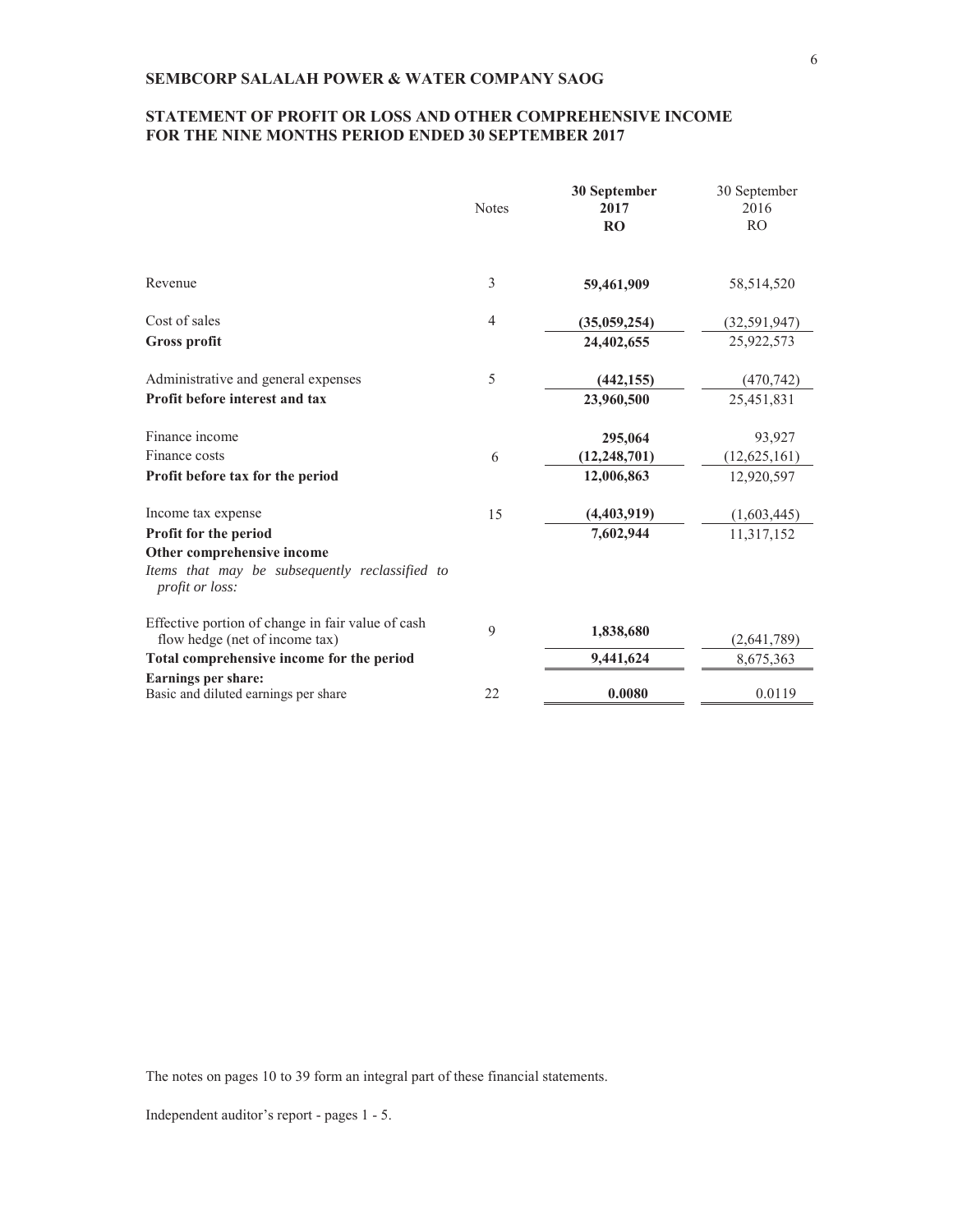## SEMBCORP SALALAH POWER & WATER COMPANY SAOG

### STATEMENT OF PROFIT OR LOSS AND OTHER COMPREHENSIVE INCOME FOR THE NINE MONTHS PERIOD ENDED 30 SEPTEMBER 2017

| | Notes | **30 September 2017 RO** | 30 September 2016 RO |
|---|---|---|---|
| Revenue | 3 | **59,461,909** | 58,514,520 |
| Cost of sales | 4 | **(35,059,254)** | (32,591,947) |
| **Gross profit** | | **24,402,655** | 25,922,573 |
| Administrative and general expenses | 5 | **(442,155)** | (470,742) |
| **Profit before interest and tax** | | **23,960,500** | 25,451,831 |
| Finance income | | **295,064** | 93,927 |
| Finance costs | 6 | **(12,248,701)** | (12,625,161) |
| **Profit before tax for the period** | | **12,006,863** | 12,920,597 |
| Income tax expense | 15 | **(4,403,919)** | (1,603,445) |
| **Profit for the period** | | **7,602,944** | 11,317,152 |
| **Other comprehensive income** | | | |
| *Items that may be subsequently reclassified to profit or loss:* | | | |
| Effective portion of change in fair value of cash flow hedge (net of income tax) | 9 | **1,838,680** | (2,641,789) |
| **Total comprehensive income for the period** | | **9,441,624** | 8,675,363 |
| **Earnings per share:** | | | |
| Basic and diluted earnings per share | 22 | **0.0080** | 0.0119 |

The notes on pages 10 to 39 form an integral part of these financial statements.

Independent auditor's report - pages 1 - 5.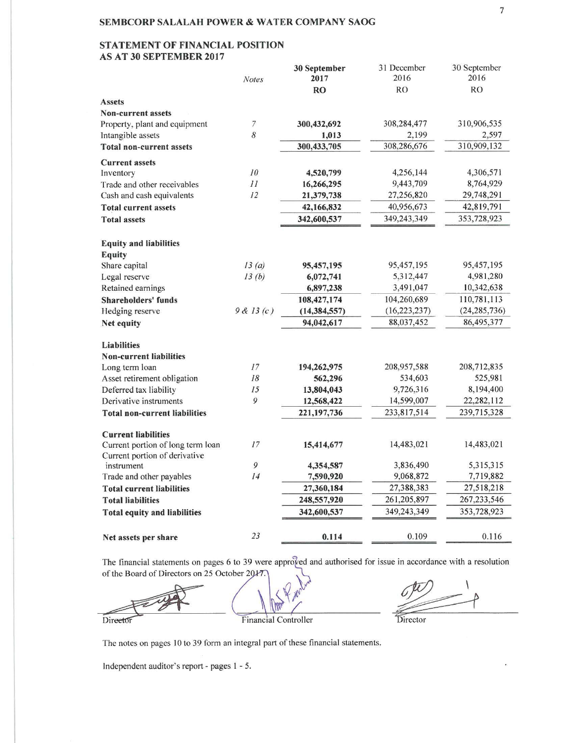SEMBCORP SALALAH POWER & WATER COMPANY SAOG

## STATEMENT OF FINANCIAL POSITION
## AS AT 30 SEPTEMBER 2017

| | Notes | 30 September 2017 RO | 31 December 2016 RO | 30 September 2016 RO |
|---|---|---|---|---|
| **Assets** | | | | |
| **Non-current assets** | | | | |
| Property, plant and equipment | 7 | **300,432,692** | 308,284,477 | 310,906,535 |
| Intangible assets | 8 | **1,013** | 2,199 | 2,597 |
| **Total non-current assets** | | **300,433,705** | 308,286,676 | 310,909,132 |
| **Current assets** | | | | |
| Inventory | 10 | **4,520,799** | 4,256,144 | 4,306,571 |
| Trade and other receivables | 11 | **16,266,295** | 9,443,709 | 8,764,929 |
| Cash and cash equivalents | 12 | **21,379,738** | 27,256,820 | 29,748,291 |
| **Total current assets** | | **42,166,832** | 40,956,673 | 42,819,791 |
| **Total assets** | | **342,600,537** | 349,243,349 | 353,728,923 |
| **Equity and liabilities** | | | | |
| **Equity** | | | | |
| Share capital | 13 (a) | **95,457,195** | 95,457,195 | 95,457,195 |
| Legal reserve | 13 (b) | **6,072,741** | 5,312,447 | 4,981,280 |
| Retained earnings | | **6,897,238** | 3,491,047 | 10,342,638 |
| **Shareholders' funds** | | **108,427,174** | 104,260,689 | 110,781,113 |
| Hedging reserve | 9 & 13 (c) | **(14,384,557)** | (16,223,237) | (24,285,736) |
| **Net equity** | | **94,042,617** | 88,037,452 | 86,495,377 |
| **Liabilities** | | | | |
| **Non-current liabilities** | | | | |
| Long term loan | 17 | **194,262,975** | 208,957,588 | 208,712,835 |
| Asset retirement obligation | 18 | **562,296** | 534,603 | 525,981 |
| Deferred tax liability | 15 | **13,804,043** | 9,726,316 | 8,194,400 |
| Derivative instruments | 9 | **12,568,422** | 14,599,007 | 22,282,112 |
| **Total non-current liabilities** | | **221,197,736** | 233,817,514 | 239,715,328 |
| **Current liabilities** | | | | |
| Current portion of long term loan | 17 | **15,414,677** | 14,483,021 | 14,483,021 |
| Current portion of derivative instrument | 9 | **4,354,587** | 3,836,490 | 5,315,315 |
| Trade and other payables | 14 | **7,590,920** | 9,068,872 | 7,719,882 |
| **Total current liabilities** | | **27,360,184** | 27,388,383 | 27,518,218 |
| **Total liabilities** | | **248,557,920** | 261,205,897 | 267,233,546 |
| **Total equity and liabilities** | | **342,600,537** | 349,243,349 | 353,728,923 |
| **Net assets per share** | 23 | **0.114** | 0.109 | 0.116 |

The financial statements on pages 6 to 39 were approved and authorised for issue in accordance with a resolution of the Board of Directors on 25 October 2017.

Director — Financial Controller — Director

The notes on pages 10 to 39 form an integral part of these financial statements.

Independent auditor's report - pages 1 - 5.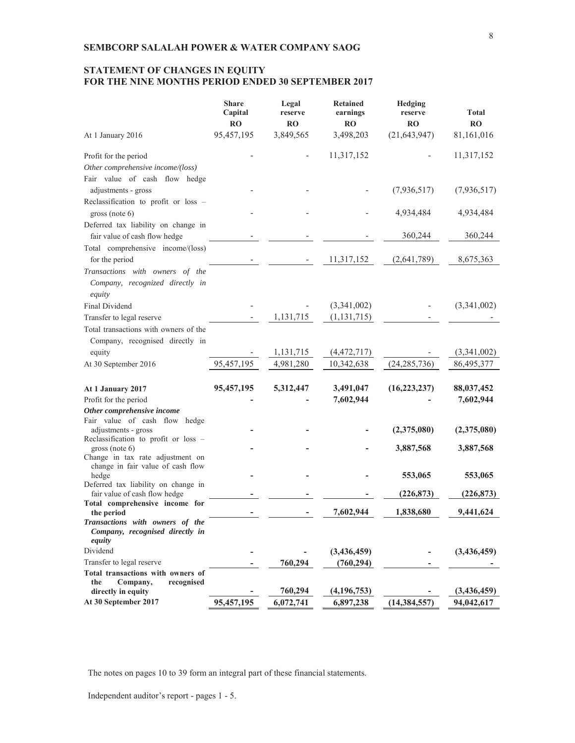**SEMBCORP SALALAH POWER & WATER COMPANY SAOG**

## STATEMENT OF CHANGES IN EQUITY
## FOR THE NINE MONTHS PERIOD ENDED 30 SEPTEMBER 2017

| | Share Capital | Legal reserve | Retained earnings | Hedging reserve | Total |
|---|---|---|---|---|---|
| | RO | RO | RO | RO | RO |
| At 1 January 2016 | 95,457,195 | 3,849,565 | 3,498,203 | (21,643,947) | 81,161,016 |
| Profit for the period | - | - | 11,317,152 | - | 11,317,152 |
| *Other comprehensive income/(loss)* | | | | | |
| Fair value of cash flow hedge adjustments - gross | - | - | - | (7,936,517) | (7,936,517) |
| Reclassification to profit or loss – gross (note 6) | - | - | - | 4,934,484 | 4,934,484 |
| Deferred tax liability on change in fair value of cash flow hedge | - | - | - | 360,244 | 360,244 |
| Total comprehensive income/(loss) for the period | - | - | 11,317,152 | (2,641,789) | 8,675,363 |
| *Transactions with owners of the Company, recognized directly in equity* | | | | | |
| Final Dividend | - | - | (3,341,002) | - | (3,341,002) |
| Transfer to legal reserve | - | 1,131,715 | (1,131,715) | - | - |
| Total transactions with owners of the Company, recognised directly in equity | - | 1,131,715 | (4,472,717) | - | (3,341,002) |
| At 30 September 2016 | 95,457,195 | 4,981,280 | 10,342,638 | (24,285,736) | 86,495,377 |
| **At 1 January 2017** | **95,457,195** | **5,312,447** | **3,491,047** | **(16,223,237)** | **88,037,452** |
| Profit for the period | **-** | **-** | **7,602,944** | **-** | **7,602,944** |
| ***Other comprehensive income*** | | | | | |
| Fair value of cash flow hedge adjustments - gross | **-** | **-** | **-** | **(2,375,080)** | **(2,375,080)** |
| Reclassification to profit or loss – gross (note 6) | **-** | **-** | **-** | **3,887,568** | **3,887,568** |
| Change in tax rate adjustment on change in fair value of cash flow hedge | **-** | **-** | **-** | **553,065** | **553,065** |
| Deferred tax liability on change in fair value of cash flow hedge | **-** | **-** | **-** | **(226,873)** | **(226,873)** |
| **Total comprehensive income for the period** | **-** | **-** | **7,602,944** | **1,838,680** | **9,441,624** |
| ***Transactions with owners of the Company, recognised directly in equity*** | | | | | |
| Dividend | **-** | **-** | **(3,436,459)** | **-** | **(3,436,459)** |
| Transfer to legal reserve | **-** | **760,294** | **(760,294)** | **-** | **-** |
| **Total transactions with owners of the Company, recognised directly in equity** | **-** | **760,294** | **(4,196,753)** | **-** | **(3,436,459)** |
| **At 30 September 2017** | **95,457,195** | **6,072,741** | **6,897,238** | **(14,384,557)** | **94,042,617** |

The notes on pages 10 to 39 form an integral part of these financial statements.

Independent auditor's report - pages 1 - 5.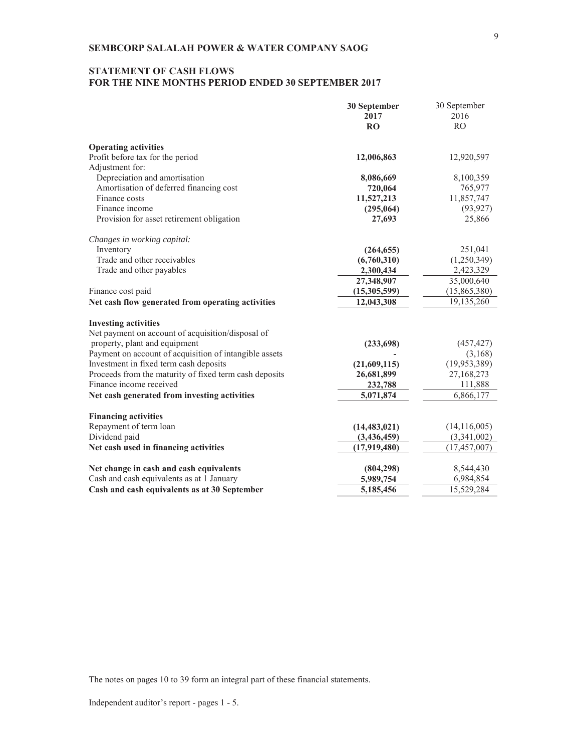**SEMBCORP SALALAH POWER & WATER COMPANY SAOG**

## STATEMENT OF CASH FLOWS
## FOR THE NINE MONTHS PERIOD ENDED 30 SEPTEMBER 2017

| | **30 September 2017 RO** | 30 September 2016 RO |
|---|---|---|
| **Operating activities** | | |
| Profit before tax for the period | **12,006,863** | 12,920,597 |
| Adjustment for: | | |
| Depreciation and amortisation | **8,086,669** | 8,100,359 |
| Amortisation of deferred financing cost | **720,064** | 765,977 |
| Finance costs | **11,527,213** | 11,857,747 |
| Finance income | **(295,064)** | (93,927) |
| Provision for asset retirement obligation | **27,693** | 25,866 |
| *Changes in working capital:* | | |
| Inventory | **(264,655)** | 251,041 |
| Trade and other receivables | **(6,760,310)** | (1,250,349) |
| Trade and other payables | **2,300,434** | 2,423,329 |
| | **27,348,907** | 35,000,640 |
| Finance cost paid | **(15,305,599)** | (15,865,380) |
| **Net cash flow generated from operating activities** | **12,043,308** | 19,135,260 |
| **Investing activities** | | |
| Net payment on account of acquisition/disposal of property, plant and equipment | **(233,698)** | (457,427) |
| Payment on account of acquisition of intangible assets | **-** | (3,168) |
| Investment in fixed term cash deposits | **(21,609,115)** | (19,953,389) |
| Proceeds from the maturity of fixed term cash deposits | **26,681,899** | 27,168,273 |
| Finance income received | **232,788** | 111,888 |
| **Net cash generated from investing activities** | **5,071,874** | 6,866,177 |
| **Financing activities** | | |
| Repayment of term loan | **(14,483,021)** | (14,116,005) |
| Dividend paid | **(3,436,459)** | (3,341,002) |
| **Net cash used in financing activities** | **(17,919,480)** | (17,457,007) |
| **Net change in cash and cash equivalents** | **(804,298)** | 8,544,430 |
| Cash and cash equivalents as at 1 January | **5,989,754** | 6,984,854 |
| **Cash and cash equivalents as at 30 September** | **5,185,456** | 15,529,284 |

The notes on pages 10 to 39 form an integral part of these financial statements.

Independent auditor's report - pages 1 - 5.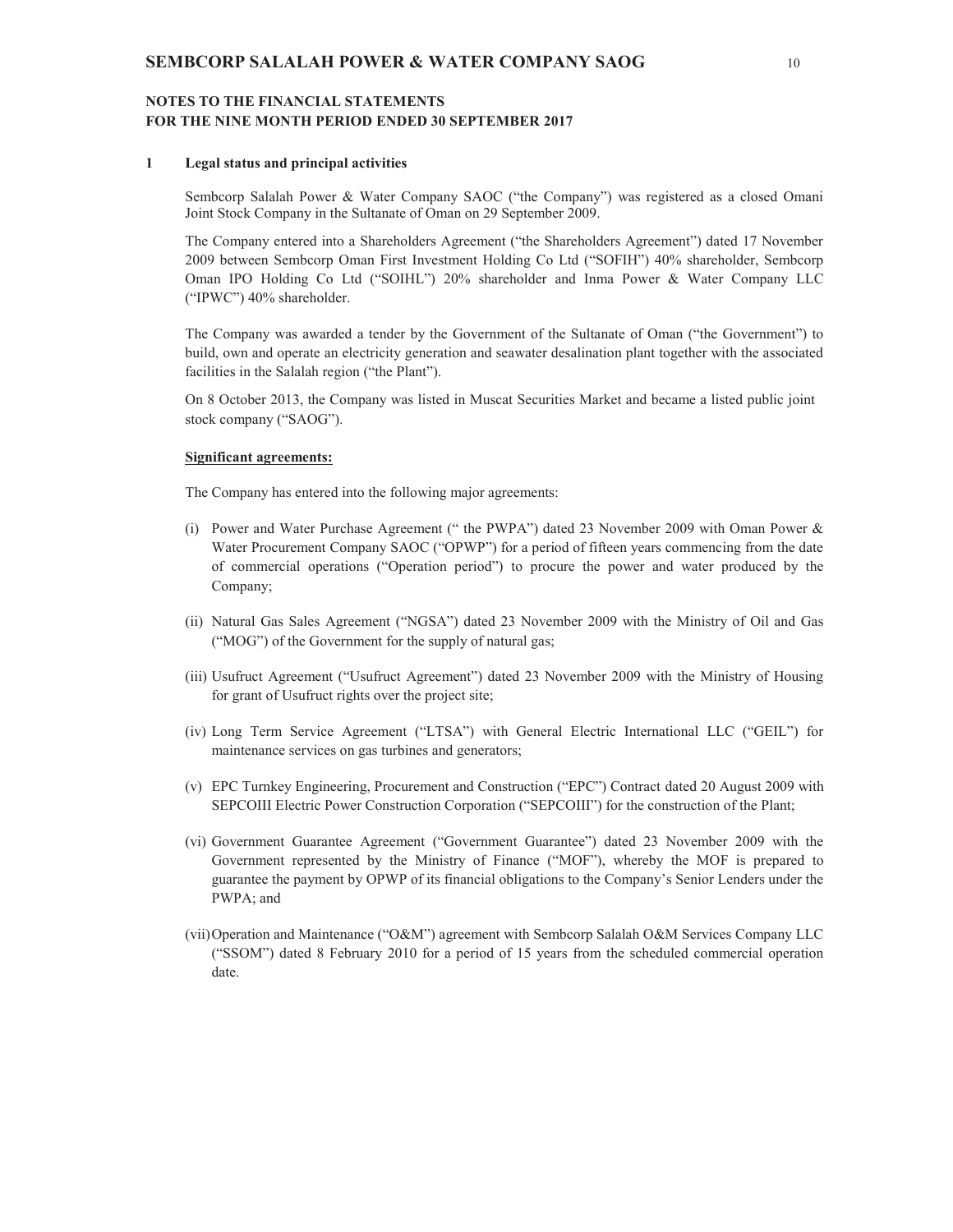## NOTES TO THE FINANCIAL STATEMENTS
## FOR THE NINE MONTH PERIOD ENDED 30 SEPTEMBER 2017

### 1 Legal status and principal activities

Sembcorp Salalah Power & Water Company SAOC ("the Company") was registered as a closed Omani Joint Stock Company in the Sultanate of Oman on 29 September 2009.

The Company entered into a Shareholders Agreement ("the Shareholders Agreement") dated 17 November 2009 between Sembcorp Oman First Investment Holding Co Ltd ("SOFIH") 40% shareholder, Sembcorp Oman IPO Holding Co Ltd ("SOIHL") 20% shareholder and Inma Power & Water Company LLC ("IPWC") 40% shareholder.

The Company was awarded a tender by the Government of the Sultanate of Oman ("the Government") to build, own and operate an electricity generation and seawater desalination plant together with the associated facilities in the Salalah region ("the Plant").

On 8 October 2013, the Company was listed in Muscat Securities Market and became a listed public joint stock company ("SAOG").

**Significant agreements:**

The Company has entered into the following major agreements:

(i) Power and Water Purchase Agreement (" the PWPA") dated 23 November 2009 with Oman Power & Water Procurement Company SAOC ("OPWP") for a period of fifteen years commencing from the date of commercial operations ("Operation period") to procure the power and water produced by the Company;

(ii) Natural Gas Sales Agreement ("NGSA") dated 23 November 2009 with the Ministry of Oil and Gas ("MOG") of the Government for the supply of natural gas;

(iii) Usufruct Agreement ("Usufruct Agreement") dated 23 November 2009 with the Ministry of Housing for grant of Usufruct rights over the project site;

(iv) Long Term Service Agreement ("LTSA") with General Electric International LLC ("GEIL") for maintenance services on gas turbines and generators;

(v) EPC Turnkey Engineering, Procurement and Construction ("EPC") Contract dated 20 August 2009 with SEPCOIII Electric Power Construction Corporation ("SEPCOIII") for the construction of the Plant;

(vi) Government Guarantee Agreement ("Government Guarantee") dated 23 November 2009 with the Government represented by the Ministry of Finance ("MOF"), whereby the MOF is prepared to guarantee the payment by OPWP of its financial obligations to the Company's Senior Lenders under the PWPA; and

(vii) Operation and Maintenance ("O&M") agreement with Sembcorp Salalah O&M Services Company LLC ("SSOM") dated 8 February 2010 for a period of 15 years from the scheduled commercial operation date.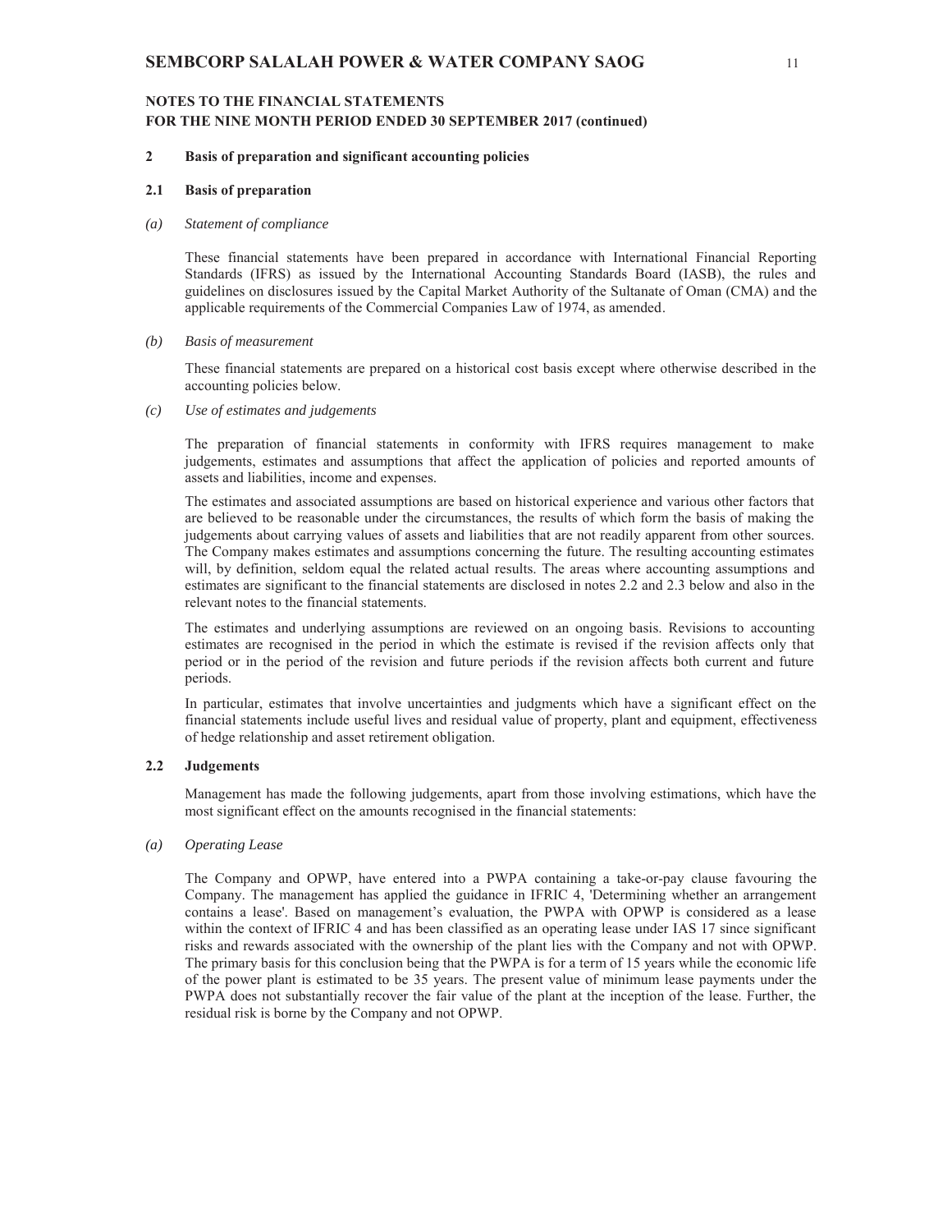**NOTES TO THE FINANCIAL STATEMENTS**
**FOR THE NINE MONTH PERIOD ENDED 30 SEPTEMBER 2017 (continued)**

## 2 Basis of preparation and significant accounting policies

### 2.1 Basis of preparation

*(a) Statement of compliance*

These financial statements have been prepared in accordance with International Financial Reporting Standards (IFRS) as issued by the International Accounting Standards Board (IASB), the rules and guidelines on disclosures issued by the Capital Market Authority of the Sultanate of Oman (CMA) and the applicable requirements of the Commercial Companies Law of 1974, as amended.

*(b) Basis of measurement*

These financial statements are prepared on a historical cost basis except where otherwise described in the accounting policies below.

*(c) Use of estimates and judgements*

The preparation of financial statements in conformity with IFRS requires management to make judgements, estimates and assumptions that affect the application of policies and reported amounts of assets and liabilities, income and expenses.

The estimates and associated assumptions are based on historical experience and various other factors that are believed to be reasonable under the circumstances, the results of which form the basis of making the judgements about carrying values of assets and liabilities that are not readily apparent from other sources. The Company makes estimates and assumptions concerning the future. The resulting accounting estimates will, by definition, seldom equal the related actual results. The areas where accounting assumptions and estimates are significant to the financial statements are disclosed in notes 2.2 and 2.3 below and also in the relevant notes to the financial statements.

The estimates and underlying assumptions are reviewed on an ongoing basis. Revisions to accounting estimates are recognised in the period in which the estimate is revised if the revision affects only that period or in the period of the revision and future periods if the revision affects both current and future periods.

In particular, estimates that involve uncertainties and judgments which have a significant effect on the financial statements include useful lives and residual value of property, plant and equipment, effectiveness of hedge relationship and asset retirement obligation.

### 2.2 Judgements

Management has made the following judgements, apart from those involving estimations, which have the most significant effect on the amounts recognised in the financial statements:

*(a) Operating Lease*

The Company and OPWP, have entered into a PWPA containing a take-or-pay clause favouring the Company. The management has applied the guidance in IFRIC 4, 'Determining whether an arrangement contains a lease'. Based on management's evaluation, the PWPA with OPWP is considered as a lease within the context of IFRIC 4 and has been classified as an operating lease under IAS 17 since significant risks and rewards associated with the ownership of the plant lies with the Company and not with OPWP. The primary basis for this conclusion being that the PWPA is for a term of 15 years while the economic life of the power plant is estimated to be 35 years. The present value of minimum lease payments under the PWPA does not substantially recover the fair value of the plant at the inception of the lease. Further, the residual risk is borne by the Company and not OPWP.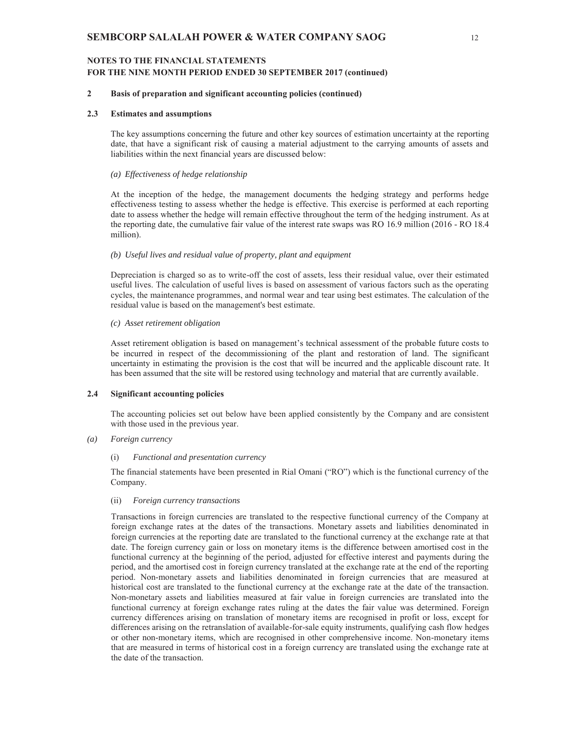## NOTES TO THE FINANCIAL STATEMENTS
## FOR THE NINE MONTH PERIOD ENDED 30 SEPTEMBER 2017 (continued)

### 2 Basis of preparation and significant accounting policies (continued)

#### 2.3 Estimates and assumptions

The key assumptions concerning the future and other key sources of estimation uncertainty at the reporting date, that have a significant risk of causing a material adjustment to the carrying amounts of assets and liabilities within the next financial years are discussed below:

*(a) Effectiveness of hedge relationship*

At the inception of the hedge, the management documents the hedging strategy and performs hedge effectiveness testing to assess whether the hedge is effective. This exercise is performed at each reporting date to assess whether the hedge will remain effective throughout the term of the hedging instrument. As at the reporting date, the cumulative fair value of the interest rate swaps was RO 16.9 million (2016 - RO 18.4 million).

*(b) Useful lives and residual value of property, plant and equipment*

Depreciation is charged so as to write-off the cost of assets, less their residual value, over their estimated useful lives. The calculation of useful lives is based on assessment of various factors such as the operating cycles, the maintenance programmes, and normal wear and tear using best estimates. The calculation of the residual value is based on the management's best estimate.

*(c) Asset retirement obligation*

Asset retirement obligation is based on management's technical assessment of the probable future costs to be incurred in respect of the decommissioning of the plant and restoration of land. The significant uncertainty in estimating the provision is the cost that will be incurred and the applicable discount rate. It has been assumed that the site will be restored using technology and material that are currently available.

#### 2.4 Significant accounting policies

The accounting policies set out below have been applied consistently by the Company and are consistent with those used in the previous year.

*(a) Foreign currency*

(i) *Functional and presentation currency*

The financial statements have been presented in Rial Omani ("RO") which is the functional currency of the Company.

(ii) *Foreign currency transactions*

Transactions in foreign currencies are translated to the respective functional currency of the Company at foreign exchange rates at the dates of the transactions. Monetary assets and liabilities denominated in foreign currencies at the reporting date are translated to the functional currency at the exchange rate at that date. The foreign currency gain or loss on monetary items is the difference between amortised cost in the functional currency at the beginning of the period, adjusted for effective interest and payments during the period, and the amortised cost in foreign currency translated at the exchange rate at the end of the reporting period. Non-monetary assets and liabilities denominated in foreign currencies that are measured at historical cost are translated to the functional currency at the exchange rate at the date of the transaction. Non-monetary assets and liabilities measured at fair value in foreign currencies are translated into the functional currency at foreign exchange rates ruling at the dates the fair value was determined. Foreign currency differences arising on translation of monetary items are recognised in profit or loss, except for differences arising on the retranslation of available-for-sale equity instruments, qualifying cash flow hedges or other non-monetary items, which are recognised in other comprehensive income. Non-monetary items that are measured in terms of historical cost in a foreign currency are translated using the exchange rate at the date of the transaction.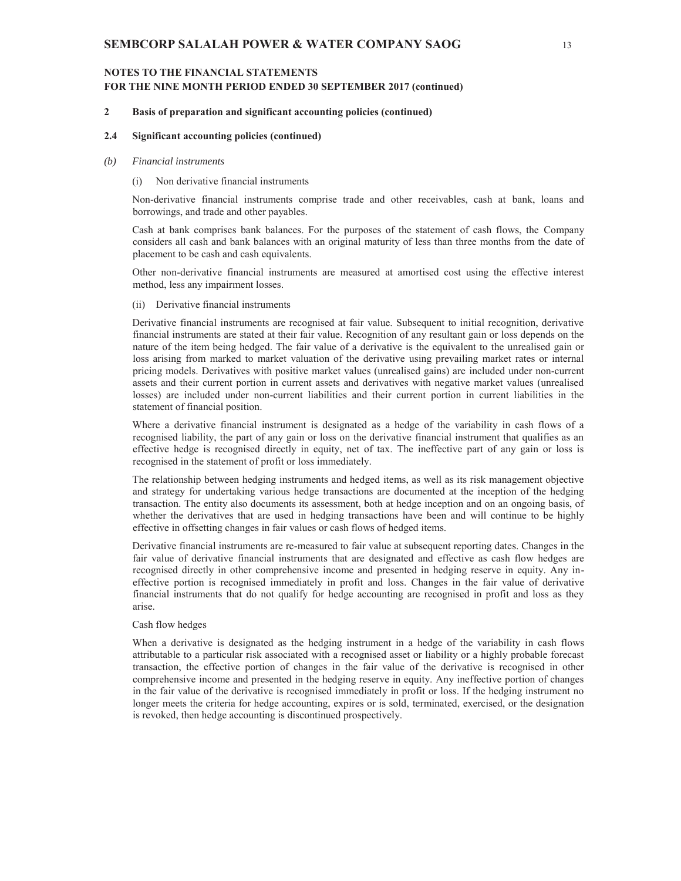**NOTES TO THE FINANCIAL STATEMENTS**
**FOR THE NINE MONTH PERIOD ENDED 30 SEPTEMBER 2017 (continued)**

## 2 Basis of preparation and significant accounting policies (continued)

### 2.4 Significant accounting policies (continued)

*(b) Financial instruments*

(i) Non derivative financial instruments

Non-derivative financial instruments comprise trade and other receivables, cash at bank, loans and borrowings, and trade and other payables.

Cash at bank comprises bank balances. For the purposes of the statement of cash flows, the Company considers all cash and bank balances with an original maturity of less than three months from the date of placement to be cash and cash equivalents.

Other non-derivative financial instruments are measured at amortised cost using the effective interest method, less any impairment losses.

(ii) Derivative financial instruments

Derivative financial instruments are recognised at fair value. Subsequent to initial recognition, derivative financial instruments are stated at their fair value. Recognition of any resultant gain or loss depends on the nature of the item being hedged. The fair value of a derivative is the equivalent to the unrealised gain or loss arising from marked to market valuation of the derivative using prevailing market rates or internal pricing models. Derivatives with positive market values (unrealised gains) are included under non-current assets and their current portion in current assets and derivatives with negative market values (unrealised losses) are included under non-current liabilities and their current portion in current liabilities in the statement of financial position.

Where a derivative financial instrument is designated as a hedge of the variability in cash flows of a recognised liability, the part of any gain or loss on the derivative financial instrument that qualifies as an effective hedge is recognised directly in equity, net of tax. The ineffective part of any gain or loss is recognised in the statement of profit or loss immediately.

The relationship between hedging instruments and hedged items, as well as its risk management objective and strategy for undertaking various hedge transactions are documented at the inception of the hedging transaction. The entity also documents its assessment, both at hedge inception and on an ongoing basis, of whether the derivatives that are used in hedging transactions have been and will continue to be highly effective in offsetting changes in fair values or cash flows of hedged items.

Derivative financial instruments are re-measured to fair value at subsequent reporting dates. Changes in the fair value of derivative financial instruments that are designated and effective as cash flow hedges are recognised directly in other comprehensive income and presented in hedging reserve in equity. Any ineffective portion is recognised immediately in profit and loss. Changes in the fair value of derivative financial instruments that do not qualify for hedge accounting are recognised in profit and loss as they arise.

Cash flow hedges

When a derivative is designated as the hedging instrument in a hedge of the variability in cash flows attributable to a particular risk associated with a recognised asset or liability or a highly probable forecast transaction, the effective portion of changes in the fair value of the derivative is recognised in other comprehensive income and presented in the hedging reserve in equity. Any ineffective portion of changes in the fair value of the derivative is recognised immediately in profit or loss. If the hedging instrument no longer meets the criteria for hedge accounting, expires or is sold, terminated, exercised, or the designation is revoked, then hedge accounting is discontinued prospectively.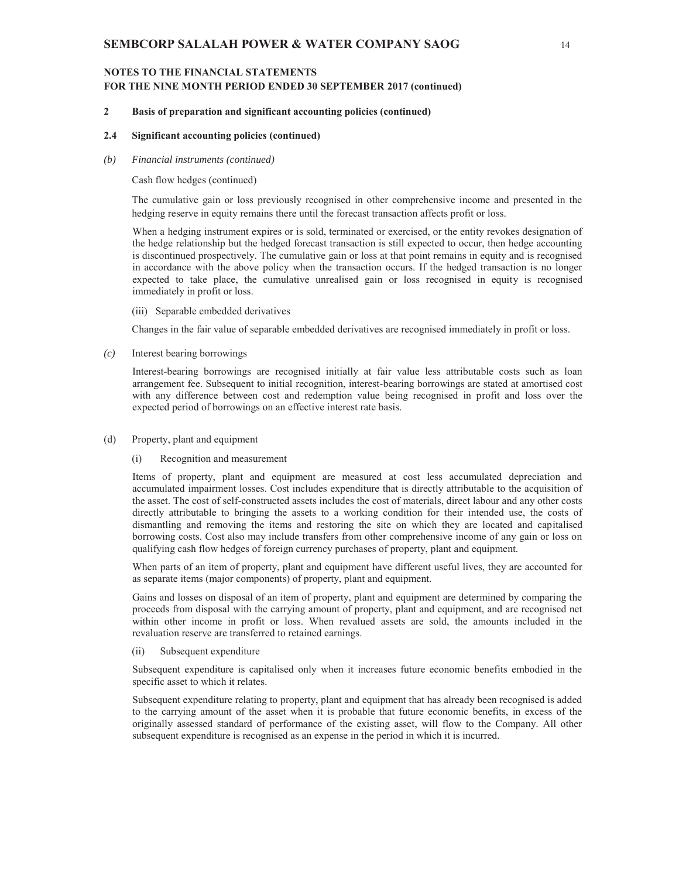## NOTES TO THE FINANCIAL STATEMENTS
## FOR THE NINE MONTH PERIOD ENDED 30 SEPTEMBER 2017 (continued)

### 2 Basis of preparation and significant accounting policies (continued)

### 2.4 Significant accounting policies (continued)

*(b) Financial instruments (continued)*

Cash flow hedges (continued)

The cumulative gain or loss previously recognised in other comprehensive income and presented in the hedging reserve in equity remains there until the forecast transaction affects profit or loss.

When a hedging instrument expires or is sold, terminated or exercised, or the entity revokes designation of the hedge relationship but the hedged forecast transaction is still expected to occur, then hedge accounting is discontinued prospectively. The cumulative gain or loss at that point remains in equity and is recognised in accordance with the above policy when the transaction occurs. If the hedged transaction is no longer expected to take place, the cumulative unrealised gain or loss recognised in equity is recognised immediately in profit or loss.

(iii) Separable embedded derivatives

Changes in the fair value of separable embedded derivatives are recognised immediately in profit or loss.

*(c)* Interest bearing borrowings

Interest-bearing borrowings are recognised initially at fair value less attributable costs such as loan arrangement fee. Subsequent to initial recognition, interest-bearing borrowings are stated at amortised cost with any difference between cost and redemption value being recognised in profit and loss over the expected period of borrowings on an effective interest rate basis.

(d) Property, plant and equipment

(i) Recognition and measurement

Items of property, plant and equipment are measured at cost less accumulated depreciation and accumulated impairment losses. Cost includes expenditure that is directly attributable to the acquisition of the asset. The cost of self-constructed assets includes the cost of materials, direct labour and any other costs directly attributable to bringing the assets to a working condition for their intended use, the costs of dismantling and removing the items and restoring the site on which they are located and capitalised borrowing costs. Cost also may include transfers from other comprehensive income of any gain or loss on qualifying cash flow hedges of foreign currency purchases of property, plant and equipment.

When parts of an item of property, plant and equipment have different useful lives, they are accounted for as separate items (major components) of property, plant and equipment.

Gains and losses on disposal of an item of property, plant and equipment are determined by comparing the proceeds from disposal with the carrying amount of property, plant and equipment, and are recognised net within other income in profit or loss. When revalued assets are sold, the amounts included in the revaluation reserve are transferred to retained earnings.

(ii) Subsequent expenditure

Subsequent expenditure is capitalised only when it increases future economic benefits embodied in the specific asset to which it relates.

Subsequent expenditure relating to property, plant and equipment that has already been recognised is added to the carrying amount of the asset when it is probable that future economic benefits, in excess of the originally assessed standard of performance of the existing asset, will flow to the Company. All other subsequent expenditure is recognised as an expense in the period in which it is incurred.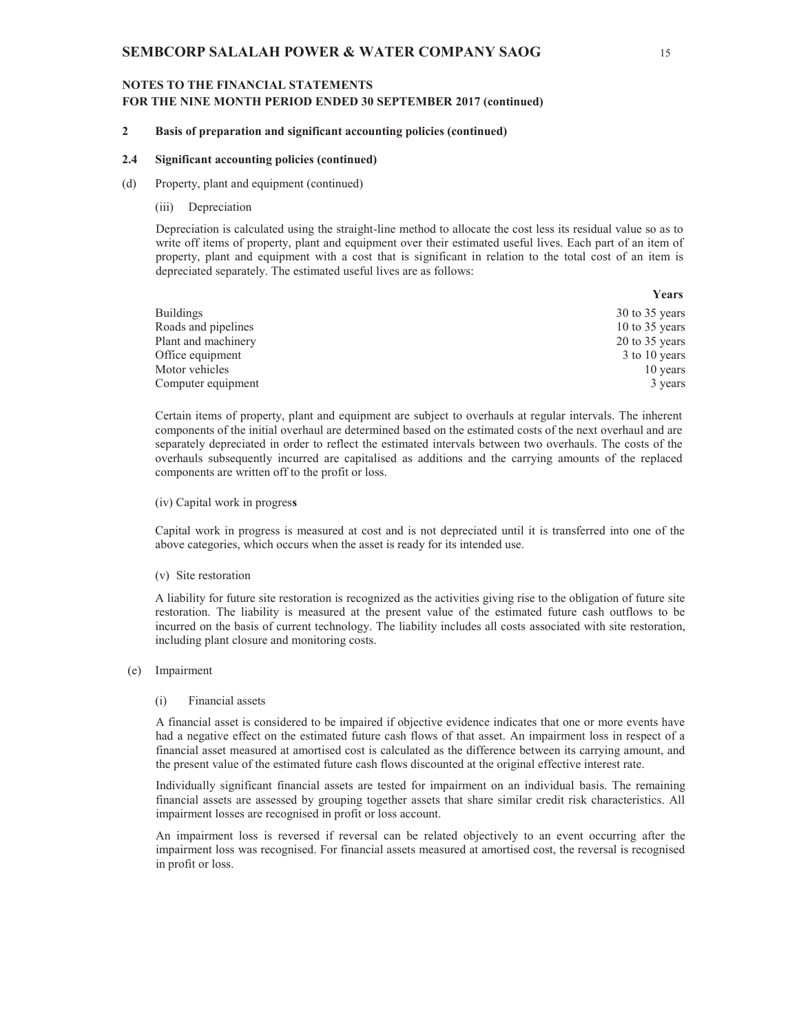**NOTES TO THE FINANCIAL STATEMENTS**
**FOR THE NINE MONTH PERIOD ENDED 30 SEPTEMBER 2017 (continued)**

## 2 Basis of preparation and significant accounting policies (continued)

### 2.4 Significant accounting policies (continued)

(d) Property, plant and equipment (continued)

(iii) Depreciation

Depreciation is calculated using the straight-line method to allocate the cost less its residual value so as to write off items of property, plant and equipment over their estimated useful lives. Each part of an item of property, plant and equipment with a cost that is significant in relation to the total cost of an item is depreciated separately. The estimated useful lives are as follows:

| | **Years** |
|---|---|
| Buildings | 30 to 35 years |
| Roads and pipelines | 10 to 35 years |
| Plant and machinery | 20 to 35 years |
| Office equipment | 3 to 10 years |
| Motor vehicles | 10 years |
| Computer equipment | 3 years |

Certain items of property, plant and equipment are subject to overhauls at regular intervals. The inherent components of the initial overhaul are determined based on the estimated costs of the next overhaul and are separately depreciated in order to reflect the estimated intervals between two overhauls. The costs of the overhauls subsequently incurred are capitalised as additions and the carrying amounts of the replaced components are written off to the profit or loss.

(iv) Capital work in progress

Capital work in progress is measured at cost and is not depreciated until it is transferred into one of the above categories, which occurs when the asset is ready for its intended use.

(v) Site restoration

A liability for future site restoration is recognized as the activities giving rise to the obligation of future site restoration. The liability is measured at the present value of the estimated future cash outflows to be incurred on the basis of current technology. The liability includes all costs associated with site restoration, including plant closure and monitoring costs.

(e) Impairment

(i) Financial assets

A financial asset is considered to be impaired if objective evidence indicates that one or more events have had a negative effect on the estimated future cash flows of that asset. An impairment loss in respect of a financial asset measured at amortised cost is calculated as the difference between its carrying amount, and the present value of the estimated future cash flows discounted at the original effective interest rate.

Individually significant financial assets are tested for impairment on an individual basis. The remaining financial assets are assessed by grouping together assets that share similar credit risk characteristics. All impairment losses are recognised in profit or loss account.

An impairment loss is reversed if reversal can be related objectively to an event occurring after the impairment loss was recognised. For financial assets measured at amortised cost, the reversal is recognised in profit or loss.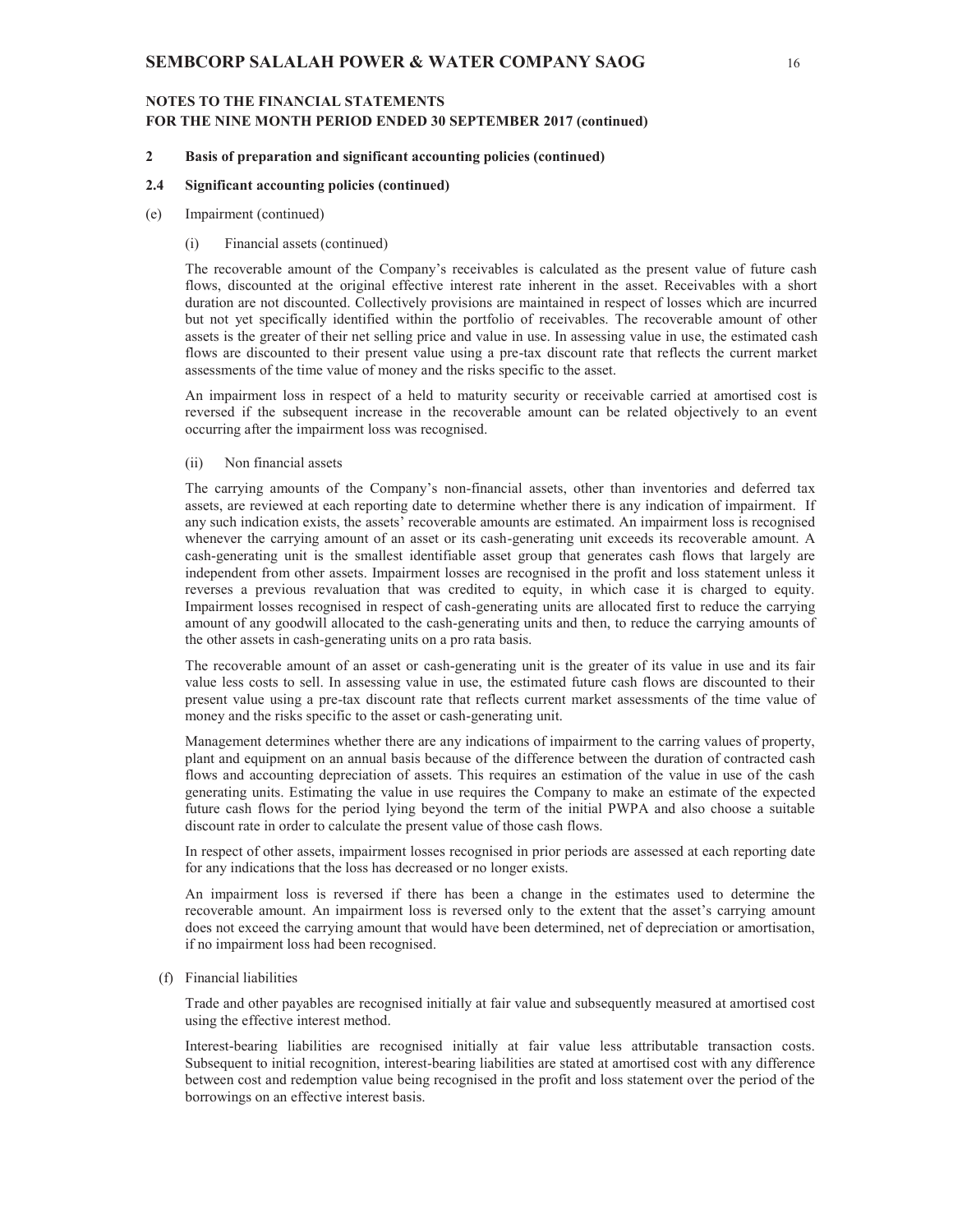**NOTES TO THE FINANCIAL STATEMENTS**
**FOR THE NINE MONTH PERIOD ENDED 30 SEPTEMBER 2017 (continued)**

**2 Basis of preparation and significant accounting policies (continued)**

**2.4 Significant accounting policies (continued)**

(e) Impairment (continued)

(i) Financial assets (continued)

The recoverable amount of the Company's receivables is calculated as the present value of future cash flows, discounted at the original effective interest rate inherent in the asset. Receivables with a short duration are not discounted. Collectively provisions are maintained in respect of losses which are incurred but not yet specifically identified within the portfolio of receivables. The recoverable amount of other assets is the greater of their net selling price and value in use. In assessing value in use, the estimated cash flows are discounted to their present value using a pre-tax discount rate that reflects the current market assessments of the time value of money and the risks specific to the asset.

An impairment loss in respect of a held to maturity security or receivable carried at amortised cost is reversed if the subsequent increase in the recoverable amount can be related objectively to an event occurring after the impairment loss was recognised.

(ii) Non financial assets

The carrying amounts of the Company's non-financial assets, other than inventories and deferred tax assets, are reviewed at each reporting date to determine whether there is any indication of impairment. If any such indication exists, the assets' recoverable amounts are estimated. An impairment loss is recognised whenever the carrying amount of an asset or its cash-generating unit exceeds its recoverable amount. A cash-generating unit is the smallest identifiable asset group that generates cash flows that largely are independent from other assets. Impairment losses are recognised in the profit and loss statement unless it reverses a previous revaluation that was credited to equity, in which case it is charged to equity. Impairment losses recognised in respect of cash-generating units are allocated first to reduce the carrying amount of any goodwill allocated to the cash-generating units and then, to reduce the carrying amounts of the other assets in cash-generating units on a pro rata basis.

The recoverable amount of an asset or cash-generating unit is the greater of its value in use and its fair value less costs to sell. In assessing value in use, the estimated future cash flows are discounted to their present value using a pre-tax discount rate that reflects current market assessments of the time value of money and the risks specific to the asset or cash-generating unit.

Management determines whether there are any indications of impairment to the carring values of property, plant and equipment on an annual basis because of the difference between the duration of contracted cash flows and accounting depreciation of assets. This requires an estimation of the value in use of the cash generating units. Estimating the value in use requires the Company to make an estimate of the expected future cash flows for the period lying beyond the term of the initial PWPA and also choose a suitable discount rate in order to calculate the present value of those cash flows.

In respect of other assets, impairment losses recognised in prior periods are assessed at each reporting date for any indications that the loss has decreased or no longer exists.

An impairment loss is reversed if there has been a change in the estimates used to determine the recoverable amount. An impairment loss is reversed only to the extent that the asset's carrying amount does not exceed the carrying amount that would have been determined, net of depreciation or amortisation, if no impairment loss had been recognised.

(f) Financial liabilities

Trade and other payables are recognised initially at fair value and subsequently measured at amortised cost using the effective interest method.

Interest-bearing liabilities are recognised initially at fair value less attributable transaction costs. Subsequent to initial recognition, interest-bearing liabilities are stated at amortised cost with any difference between cost and redemption value being recognised in the profit and loss statement over the period of the borrowings on an effective interest basis.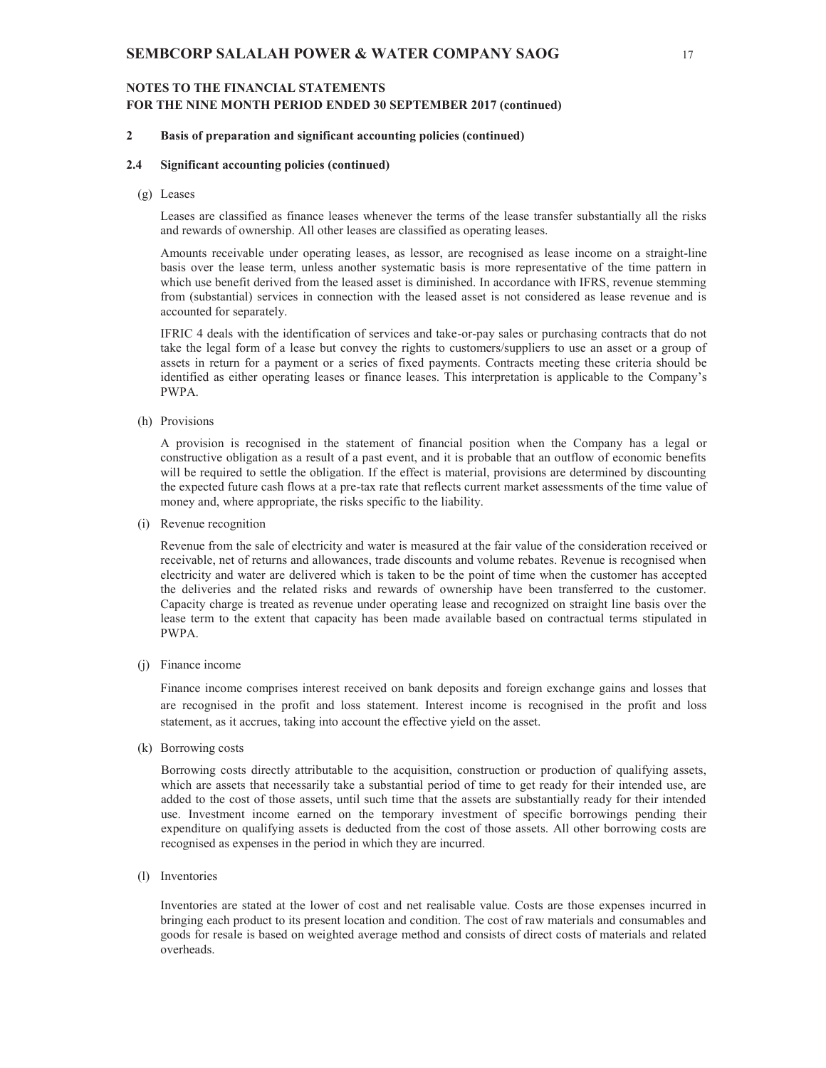**NOTES TO THE FINANCIAL STATEMENTS**
**FOR THE NINE MONTH PERIOD ENDED 30 SEPTEMBER 2017 (continued)**

## 2 Basis of preparation and significant accounting policies (continued)

### 2.4 Significant accounting policies (continued)

(g) Leases

Leases are classified as finance leases whenever the terms of the lease transfer substantially all the risks and rewards of ownership. All other leases are classified as operating leases.

Amounts receivable under operating leases, as lessor, are recognised as lease income on a straight-line basis over the lease term, unless another systematic basis is more representative of the time pattern in which use benefit derived from the leased asset is diminished. In accordance with IFRS, revenue stemming from (substantial) services in connection with the leased asset is not considered as lease revenue and is accounted for separately.

IFRIC 4 deals with the identification of services and take-or-pay sales or purchasing contracts that do not take the legal form of a lease but convey the rights to customers/suppliers to use an asset or a group of assets in return for a payment or a series of fixed payments. Contracts meeting these criteria should be identified as either operating leases or finance leases. This interpretation is applicable to the Company's PWPA.

(h) Provisions

A provision is recognised in the statement of financial position when the Company has a legal or constructive obligation as a result of a past event, and it is probable that an outflow of economic benefits will be required to settle the obligation. If the effect is material, provisions are determined by discounting the expected future cash flows at a pre-tax rate that reflects current market assessments of the time value of money and, where appropriate, the risks specific to the liability.

(i) Revenue recognition

Revenue from the sale of electricity and water is measured at the fair value of the consideration received or receivable, net of returns and allowances, trade discounts and volume rebates. Revenue is recognised when electricity and water are delivered which is taken to be the point of time when the customer has accepted the deliveries and the related risks and rewards of ownership have been transferred to the customer. Capacity charge is treated as revenue under operating lease and recognized on straight line basis over the lease term to the extent that capacity has been made available based on contractual terms stipulated in PWPA.

(j) Finance income

Finance income comprises interest received on bank deposits and foreign exchange gains and losses that are recognised in the profit and loss statement. Interest income is recognised in the profit and loss statement, as it accrues, taking into account the effective yield on the asset.

(k) Borrowing costs

Borrowing costs directly attributable to the acquisition, construction or production of qualifying assets, which are assets that necessarily take a substantial period of time to get ready for their intended use, are added to the cost of those assets, until such time that the assets are substantially ready for their intended use. Investment income earned on the temporary investment of specific borrowings pending their expenditure on qualifying assets is deducted from the cost of those assets. All other borrowing costs are recognised as expenses in the period in which they are incurred.

(l) Inventories

Inventories are stated at the lower of cost and net realisable value. Costs are those expenses incurred in bringing each product to its present location and condition. The cost of raw materials and consumables and goods for resale is based on weighted average method and consists of direct costs of materials and related overheads.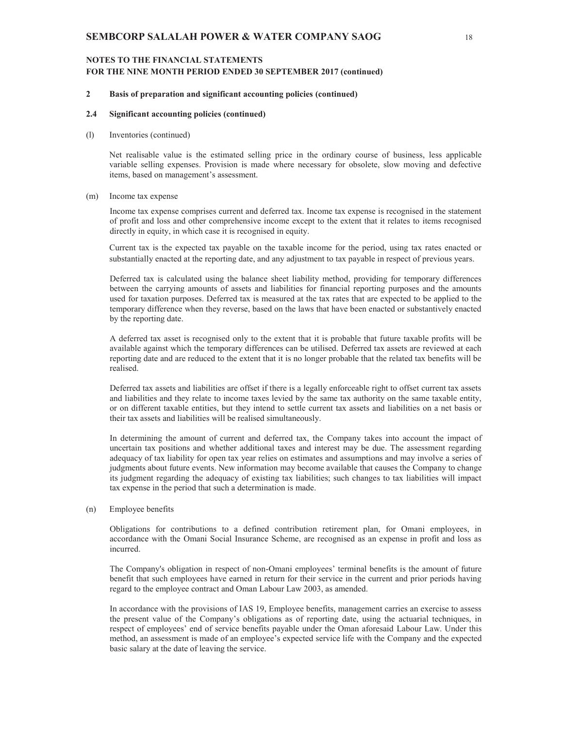**NOTES TO THE FINANCIAL STATEMENTS**
**FOR THE NINE MONTH PERIOD ENDED 30 SEPTEMBER 2017 (continued)**

**2 Basis of preparation and significant accounting policies (continued)**

**2.4 Significant accounting policies (continued)**

(l) Inventories (continued)

Net realisable value is the estimated selling price in the ordinary course of business, less applicable variable selling expenses. Provision is made where necessary for obsolete, slow moving and defective items, based on management's assessment.

(m) Income tax expense

Income tax expense comprises current and deferred tax. Income tax expense is recognised in the statement of profit and loss and other comprehensive income except to the extent that it relates to items recognised directly in equity, in which case it is recognised in equity.

Current tax is the expected tax payable on the taxable income for the period, using tax rates enacted or substantially enacted at the reporting date, and any adjustment to tax payable in respect of previous years.

Deferred tax is calculated using the balance sheet liability method, providing for temporary differences between the carrying amounts of assets and liabilities for financial reporting purposes and the amounts used for taxation purposes. Deferred tax is measured at the tax rates that are expected to be applied to the temporary difference when they reverse, based on the laws that have been enacted or substantively enacted by the reporting date.

A deferred tax asset is recognised only to the extent that it is probable that future taxable profits will be available against which the temporary differences can be utilised. Deferred tax assets are reviewed at each reporting date and are reduced to the extent that it is no longer probable that the related tax benefits will be realised.

Deferred tax assets and liabilities are offset if there is a legally enforceable right to offset current tax assets and liabilities and they relate to income taxes levied by the same tax authority on the same taxable entity, or on different taxable entities, but they intend to settle current tax assets and liabilities on a net basis or their tax assets and liabilities will be realised simultaneously.

In determining the amount of current and deferred tax, the Company takes into account the impact of uncertain tax positions and whether additional taxes and interest may be due. The assessment regarding adequacy of tax liability for open tax year relies on estimates and assumptions and may involve a series of judgments about future events. New information may become available that causes the Company to change its judgment regarding the adequacy of existing tax liabilities; such changes to tax liabilities will impact tax expense in the period that such a determination is made.

(n) Employee benefits

Obligations for contributions to a defined contribution retirement plan, for Omani employees, in accordance with the Omani Social Insurance Scheme, are recognised as an expense in profit and loss as incurred.

The Company's obligation in respect of non-Omani employees' terminal benefits is the amount of future benefit that such employees have earned in return for their service in the current and prior periods having regard to the employee contract and Oman Labour Law 2003, as amended.

In accordance with the provisions of IAS 19, Employee benefits, management carries an exercise to assess the present value of the Company's obligations as of reporting date, using the actuarial techniques, in respect of employees' end of service benefits payable under the Oman aforesaid Labour Law. Under this method, an assessment is made of an employee's expected service life with the Company and the expected basic salary at the date of leaving the service.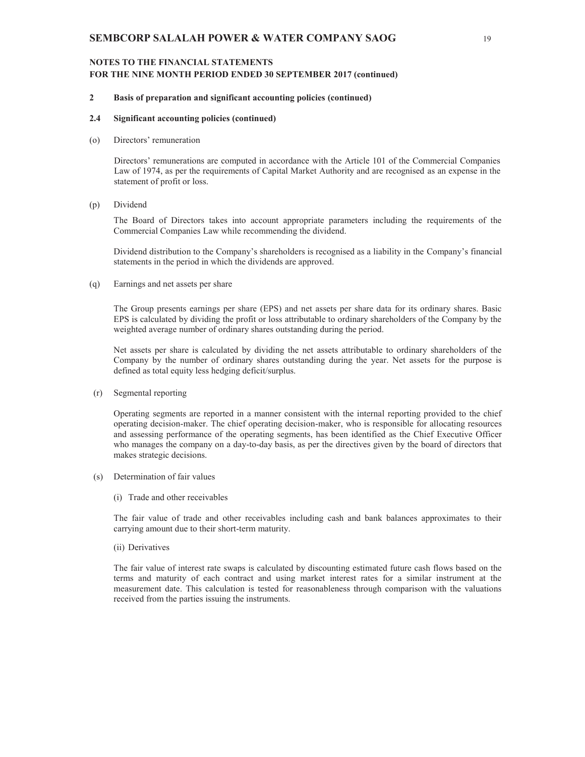## NOTES TO THE FINANCIAL STATEMENTS
## FOR THE NINE MONTH PERIOD ENDED 30 SEPTEMBER 2017 (continued)

### 2 Basis of preparation and significant accounting policies (continued)

### 2.4 Significant accounting policies (continued)

(o) Directors' remuneration

Directors' remunerations are computed in accordance with the Article 101 of the Commercial Companies Law of 1974, as per the requirements of Capital Market Authority and are recognised as an expense in the statement of profit or loss.

(p) Dividend

The Board of Directors takes into account appropriate parameters including the requirements of the Commercial Companies Law while recommending the dividend.

Dividend distribution to the Company's shareholders is recognised as a liability in the Company's financial statements in the period in which the dividends are approved.

(q) Earnings and net assets per share

The Group presents earnings per share (EPS) and net assets per share data for its ordinary shares. Basic EPS is calculated by dividing the profit or loss attributable to ordinary shareholders of the Company by the weighted average number of ordinary shares outstanding during the period.

Net assets per share is calculated by dividing the net assets attributable to ordinary shareholders of the Company by the number of ordinary shares outstanding during the year. Net assets for the purpose is defined as total equity less hedging deficit/surplus.

(r) Segmental reporting

Operating segments are reported in a manner consistent with the internal reporting provided to the chief operating decision-maker. The chief operating decision-maker, who is responsible for allocating resources and assessing performance of the operating segments, has been identified as the Chief Executive Officer who manages the company on a day-to-day basis, as per the directives given by the board of directors that makes strategic decisions.

(s) Determination of fair values

(i) Trade and other receivables

The fair value of trade and other receivables including cash and bank balances approximates to their carrying amount due to their short-term maturity.

(ii) Derivatives

The fair value of interest rate swaps is calculated by discounting estimated future cash flows based on the terms and maturity of each contract and using market interest rates for a similar instrument at the measurement date. This calculation is tested for reasonableness through comparison with the valuations received from the parties issuing the instruments.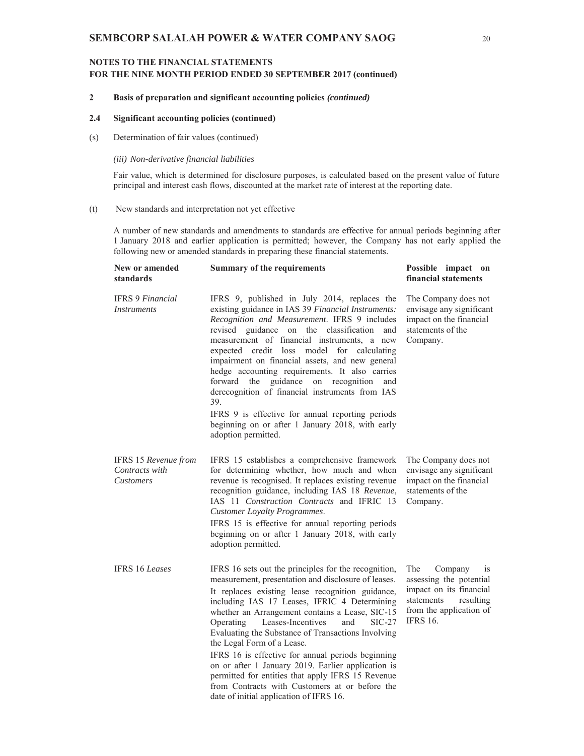## NOTES TO THE FINANCIAL STATEMENTS
## FOR THE NINE MONTH PERIOD ENDED 30 SEPTEMBER 2017 (continued)

### 2 Basis of preparation and significant accounting policies *(continued)*

### 2.4 Significant accounting policies (continued)

(s) Determination of fair values (continued)

*(iii) Non-derivative financial liabilities*

Fair value, which is determined for disclosure purposes, is calculated based on the present value of future principal and interest cash flows, discounted at the market rate of interest at the reporting date.

(t) New standards and interpretation not yet effective

A number of new standards and amendments to standards are effective for annual periods beginning after 1 January 2018 and earlier application is permitted; however, the Company has not early applied the following new or amended standards in preparing these financial statements.

| New or amended standards | Summary of the requirements | Possible impact on financial statements |
|---|---|---|
| IFRS 9 *Financial Instruments* | IFRS 9, published in July 2014, replaces the existing guidance in IAS 39 *Financial Instruments: Recognition and Measurement*. IFRS 9 includes revised guidance on the classification and measurement of financial instruments, a new expected credit loss model for calculating impairment on financial assets, and new general hedge accounting requirements. It also carries forward the guidance on recognition and derecognition of financial instruments from IAS 39. <br> IFRS 9 is effective for annual reporting periods beginning on or after 1 January 2018, with early adoption permitted. | The Company does not envisage any significant impact on the financial statements of the Company. |
| IFRS 15 *Revenue from Contracts with Customers* | IFRS 15 establishes a comprehensive framework for determining whether, how much and when revenue is recognised. It replaces existing revenue recognition guidance, including IAS 18 *Revenue*, IAS 11 *Construction Contracts* and IFRIC 13 *Customer Loyalty Programmes*. <br> IFRS 15 is effective for annual reporting periods beginning on or after 1 January 2018, with early adoption permitted. | The Company does not envisage any significant impact on the financial statements of the Company. |
| IFRS 16 *Leases* | IFRS 16 sets out the principles for the recognition, measurement, presentation and disclosure of leases. <br> It replaces existing lease recognition guidance, including IAS 17 Leases, IFRIC 4 Determining whether an Arrangement contains a Lease, SIC-15 Operating Leases-Incentives and SIC-27 Evaluating the Substance of Transactions Involving the Legal Form of a Lease. <br> IFRS 16 is effective for annual periods beginning on or after 1 January 2019. Earlier application is permitted for entities that apply IFRS 15 Revenue from Contracts with Customers at or before the date of initial application of IFRS 16. | The Company is assessing the potential impact on its financial statements resulting from the application of IFRS 16. |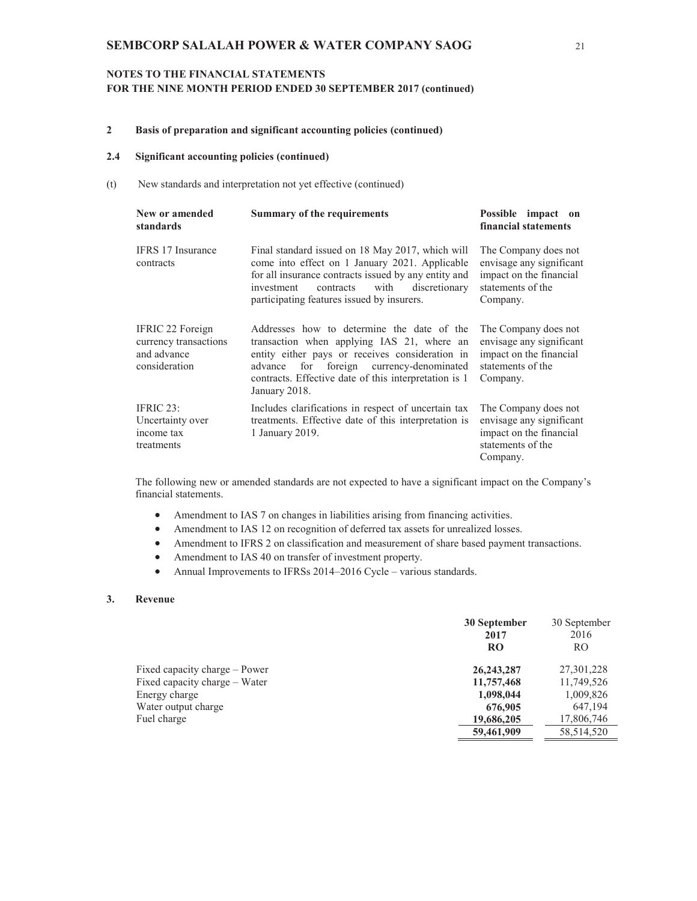## NOTES TO THE FINANCIAL STATEMENTS
## FOR THE NINE MONTH PERIOD ENDED 30 SEPTEMBER 2017 (continued)

### 2 Basis of preparation and significant accounting policies (continued)

#### 2.4 Significant accounting policies (continued)

(t) New standards and interpretation not yet effective (continued)

| New or amended standards | Summary of the requirements | Possible impact on financial statements |
|---|---|---|
| IFRS 17 Insurance contracts | Final standard issued on 18 May 2017, which will come into effect on 1 January 2021. Applicable for all insurance contracts issued by any entity and investment contracts with discretionary participating features issued by insurers. | The Company does not envisage any significant impact on the financial statements of the Company. |
| IFRIC 22 Foreign currency transactions and advance consideration | Addresses how to determine the date of the transaction when applying IAS 21, where an entity either pays or receives consideration in advance for foreign currency-denominated contracts. Effective date of this interpretation is 1 January 2018. | The Company does not envisage any significant impact on the financial statements of the Company. |
| IFRIC 23: Uncertainty over income tax treatments | Includes clarifications in respect of uncertain tax treatments. Effective date of this interpretation is 1 January 2019. | The Company does not envisage any significant impact on the financial statements of the Company. |

The following new or amended standards are not expected to have a significant impact on the Company's financial statements.

- Amendment to IAS 7 on changes in liabilities arising from financing activities.
- Amendment to IAS 12 on recognition of deferred tax assets for unrealized losses.
- Amendment to IFRS 2 on classification and measurement of share based payment transactions.
- Amendment to IAS 40 on transfer of investment property.
- Annual Improvements to IFRSs 2014–2016 Cycle – various standards.

### 3. Revenue

| | **30 September 2017 RO** | 30 September 2016 RO |
|---|---|---|
| Fixed capacity charge – Power | **26,243,287** | 27,301,228 |
| Fixed capacity charge – Water | **11,757,468** | 11,749,526 |
| Energy charge | **1,098,044** | 1,009,826 |
| Water output charge | **676,905** | 647,194 |
| Fuel charge | **19,686,205** | 17,806,746 |
| | **59,461,909** | 58,514,520 |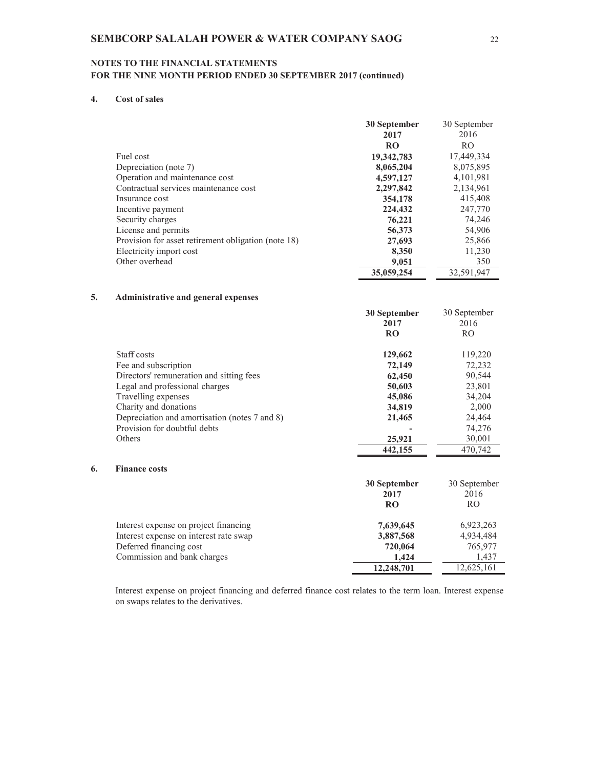**NOTES TO THE FINANCIAL STATEMENTS**
**FOR THE NINE MONTH PERIOD ENDED 30 SEPTEMBER 2017 (continued)**

## 4. Cost of sales

| | **30 September 2017 RO** | 30 September 2016 RO |
|---|---|---|
| Fuel cost | **19,342,783** | 17,449,334 |
| Depreciation (note 7) | **8,065,204** | 8,075,895 |
| Operation and maintenance cost | **4,597,127** | 4,101,981 |
| Contractual services maintenance cost | **2,297,842** | 2,134,961 |
| Insurance cost | **354,178** | 415,408 |
| Incentive payment | **224,432** | 247,770 |
| Security charges | **76,221** | 74,246 |
| License and permits | **56,373** | 54,906 |
| Provision for asset retirement obligation (note 18) | **27,693** | 25,866 |
| Electricity import cost | **8,350** | 11,230 |
| Other overhead | **9,051** | 350 |
| | **35,059,254** | 32,591,947 |

## 5. Administrative and general expenses

| | **30 September 2017 RO** | 30 September 2016 RO |
|---|---|---|
| Staff costs | **129,662** | 119,220 |
| Fee and subscription | **72,149** | 72,232 |
| Directors' remuneration and sitting fees | **62,450** | 90,544 |
| Legal and professional charges | **50,603** | 23,801 |
| Travelling expenses | **45,086** | 34,204 |
| Charity and donations | **34,819** | 2,000 |
| Depreciation and amortisation (notes 7 and 8) | **21,465** | 24,464 |
| Provision for doubtful debts | **-** | 74,276 |
| Others | **25,921** | 30,001 |
| | **442,155** | 470,742 |

## 6. Finance costs

| | **30 September 2017 RO** | 30 September 2016 RO |
|---|---|---|
| Interest expense on project financing | **7,639,645** | 6,923,263 |
| Interest expense on interest rate swap | **3,887,568** | 4,934,484 |
| Deferred financing cost | **720,064** | 765,977 |
| Commission and bank charges | **1,424** | 1,437 |
| | **12,248,701** | 12,625,161 |

Interest expense on project financing and deferred finance cost relates to the term loan. Interest expense on swaps relates to the derivatives.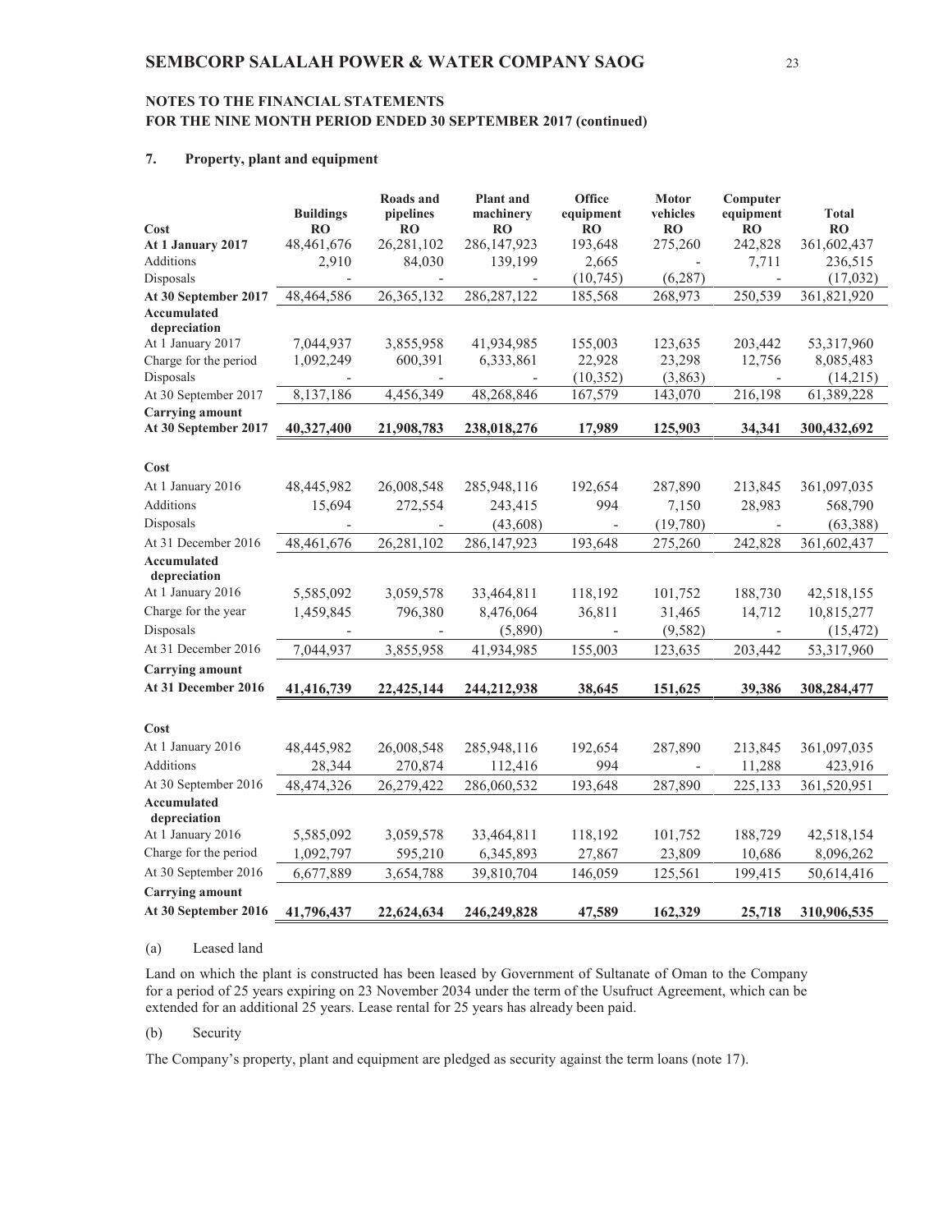# SEMBCORP SALALAH POWER & WATER COMPANY SAOG

## NOTES TO THE FINANCIAL STATEMENTS
## FOR THE NINE MONTH PERIOD ENDED 30 SEPTEMBER 2017 (continued)

### 7. Property, plant and equipment

| Cost | Buildings RO | Roads and pipelines RO | Plant and machinery RO | Office equipment RO | Motor vehicles RO | Computer equipment RO | Total RO |
|---|---|---|---|---|---|---|---|
| **At 1 January 2017** | 48,461,676 | 26,281,102 | 286,147,923 | 193,648 | 275,260 | 242,828 | 361,602,437 |
| Additions | 2,910 | 84,030 | 139,199 | 2,665 | - | 7,711 | 236,515 |
| Disposals | - | - | - | (10,745) | (6,287) | - | (17,032) |
| **At 30 September 2017** | 48,464,586 | 26,365,132 | 286,287,122 | 185,568 | 268,973 | 250,539 | 361,821,920 |
| **Accumulated depreciation** | | | | | | | |
| At 1 January 2017 | 7,044,937 | 3,855,958 | 41,934,985 | 155,003 | 123,635 | 203,442 | 53,317,960 |
| Charge for the period | 1,092,249 | 600,391 | 6,333,861 | 22,928 | 23,298 | 12,756 | 8,085,483 |
| Disposals | - | - | - | (10,352) | (3,863) | - | (14,215) |
| At 30 September 2017 | 8,137,186 | 4,456,349 | 48,268,846 | 167,579 | 143,070 | 216,198 | 61,389,228 |
| **Carrying amount** | | | | | | | |
| **At 30 September 2017** | **40,327,400** | **21,908,783** | **238,018,276** | **17,989** | **125,903** | **34,341** | **300,432,692** |
| | | | | | | | |
| **Cost** | | | | | | | |
| At 1 January 2016 | 48,445,982 | 26,008,548 | 285,948,116 | 192,654 | 287,890 | 213,845 | 361,097,035 |
| Additions | 15,694 | 272,554 | 243,415 | 994 | 7,150 | 28,983 | 568,790 |
| Disposals | - | - | (43,608) | - | (19,780) | - | (63,388) |
| At 31 December 2016 | 48,461,676 | 26,281,102 | 286,147,923 | 193,648 | 275,260 | 242,828 | 361,602,437 |
| **Accumulated depreciation** | | | | | | | |
| At 1 January 2016 | 5,585,092 | 3,059,578 | 33,464,811 | 118,192 | 101,752 | 188,730 | 42,518,155 |
| Charge for the year | 1,459,845 | 796,380 | 8,476,064 | 36,811 | 31,465 | 14,712 | 10,815,277 |
| Disposals | - | - | (5,890) | - | (9,582) | - | (15,472) |
| At 31 December 2016 | 7,044,937 | 3,855,958 | 41,934,985 | 155,003 | 123,635 | 203,442 | 53,317,960 |
| **Carrying amount** | | | | | | | |
| **At 31 December 2016** | **41,416,739** | **22,425,144** | **244,212,938** | **38,645** | **151,625** | **39,386** | **308,284,477** |
| | | | | | | | |
| **Cost** | | | | | | | |
| At 1 January 2016 | 48,445,982 | 26,008,548 | 285,948,116 | 192,654 | 287,890 | 213,845 | 361,097,035 |
| Additions | 28,344 | 270,874 | 112,416 | 994 | - | 11,288 | 423,916 |
| At 30 September 2016 | 48,474,326 | 26,279,422 | 286,060,532 | 193,648 | 287,890 | 225,133 | 361,520,951 |
| **Accumulated depreciation** | | | | | | | |
| At 1 January 2016 | 5,585,092 | 3,059,578 | 33,464,811 | 118,192 | 101,752 | 188,729 | 42,518,154 |
| Charge for the period | 1,092,797 | 595,210 | 6,345,893 | 27,867 | 23,809 | 10,686 | 8,096,262 |
| At 30 September 2016 | 6,677,889 | 3,654,788 | 39,810,704 | 146,059 | 125,561 | 199,415 | 50,614,416 |
| **Carrying amount** | | | | | | | |
| **At 30 September 2016** | **41,796,437** | **22,624,634** | **246,249,828** | **47,589** | **162,329** | **25,718** | **310,906,535** |

(a) Leased land

Land on which the plant is constructed has been leased by Government of Sultanate of Oman to the Company for a period of 25 years expiring on 23 November 2034 under the term of the Usufruct Agreement, which can be extended for an additional 25 years. Lease rental for 25 years has already been paid.

(b) Security

The Company's property, plant and equipment are pledged as security against the term loans (note 17).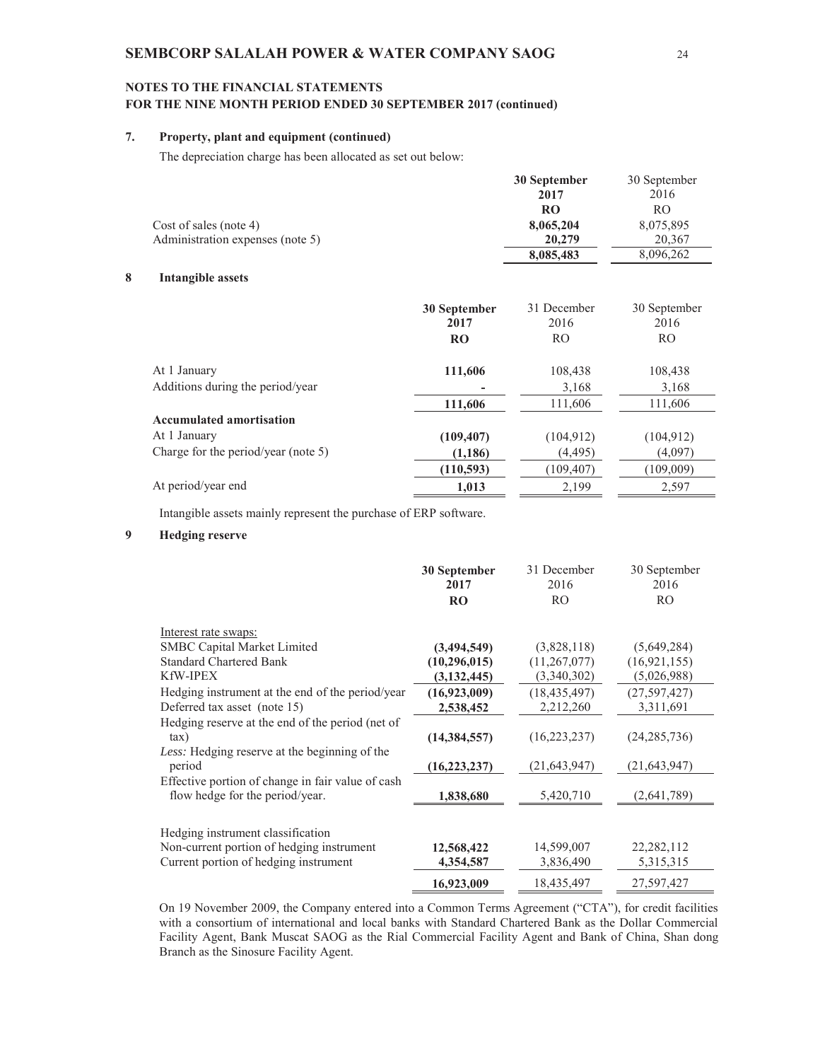**NOTES TO THE FINANCIAL STATEMENTS**
**FOR THE NINE MONTH PERIOD ENDED 30 SEPTEMBER 2017 (continued)**

## 7. Property, plant and equipment (continued)

The depreciation charge has been allocated as set out below:

| | **30 September 2017** | 30 September 2016 |
|---|---|---|
| | **RO** | RO |
| Cost of sales (note 4) | **8,065,204** | 8,075,895 |
| Administration expenses (note 5) | **20,279** | 20,367 |
| | **8,085,483** | 8,096,262 |

## 8 Intangible assets

| | **30 September 2017** | 31 December 2016 | 30 September 2016 |
|---|---|---|---|
| | **RO** | RO | RO |
| At 1 January | **111,606** | 108,438 | 108,438 |
| Additions during the period/year | **-** | 3,168 | 3,168 |
| | **111,606** | 111,606 | 111,606 |
| **Accumulated amortisation** | | | |
| At 1 January | **(109,407)** | (104,912) | (104,912) |
| Charge for the period/year (note 5) | **(1,186)** | (4,495) | (4,097) |
| | **(110,593)** | (109,407) | (109,009) |
| At period/year end | **1,013** | 2,199 | 2,597 |

Intangible assets mainly represent the purchase of ERP software.

## 9 Hedging reserve

| | **30 September 2017** | 31 December 2016 | 30 September 2016 |
|---|---|---|---|
| | **RO** | RO | RO |
| Interest rate swaps: | | | |
| SMBC Capital Market Limited | **(3,494,549)** | (3,828,118) | (5,649,284) |
| Standard Chartered Bank | **(10,296,015)** | (11,267,077) | (16,921,155) |
| KfW-IPEX | **(3,132,445)** | (3,340,302) | (5,026,988) |
| Hedging instrument at the end of the period/year | **(16,923,009)** | (18,435,497) | (27,597,427) |
| Deferred tax asset (note 15) | **2,538,452** | 2,212,260 | 3,311,691 |
| Hedging reserve at the end of the period (net of tax) | **(14,384,557)** | (16,223,237) | (24,285,736) |
| *Less:* Hedging reserve at the beginning of the period | **(16,223,237)** | (21,643,947) | (21,643,947) |
| Effective portion of change in fair value of cash flow hedge for the period/year. | **1,838,680** | 5,420,710 | (2,641,789) |
| | | | |
| Hedging instrument classification | | | |
| Non-current portion of hedging instrument | **12,568,422** | 14,599,007 | 22,282,112 |
| Current portion of hedging instrument | **4,354,587** | 3,836,490 | 5,315,315 |
| | **16,923,009** | 18,435,497 | 27,597,427 |

On 19 November 2009, the Company entered into a Common Terms Agreement ("CTA"), for credit facilities with a consortium of international and local banks with Standard Chartered Bank as the Dollar Commercial Facility Agent, Bank Muscat SAOG as the Rial Commercial Facility Agent and Bank of China, Shan dong Branch as the Sinosure Facility Agent.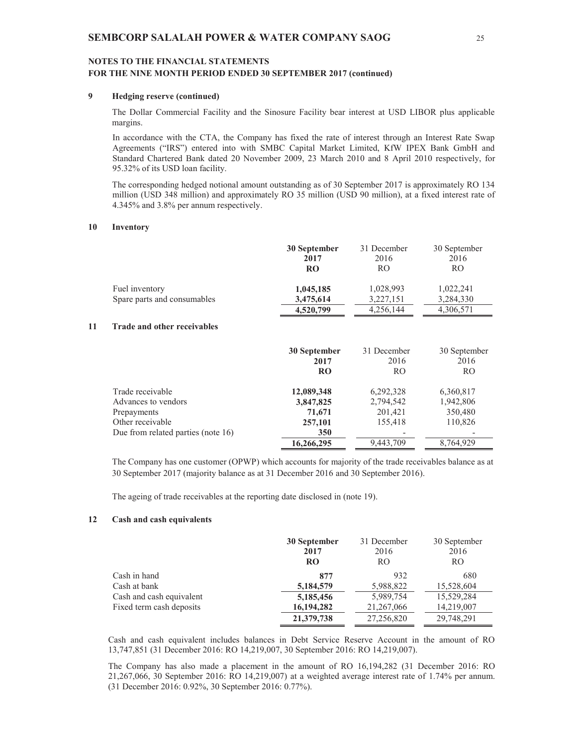## 9 Hedging reserve (continued)

The Dollar Commercial Facility and the Sinosure Facility bear interest at USD LIBOR plus applicable margins.

In accordance with the CTA, the Company has fixed the rate of interest through an Interest Rate Swap Agreements ("IRS") entered into with SMBC Capital Market Limited, KfW IPEX Bank GmbH and Standard Chartered Bank dated 20 November 2009, 23 March 2010 and 8 April 2010 respectively, for 95.32% of its USD loan facility.

The corresponding hedged notional amount outstanding as of 30 September 2017 is approximately RO 134 million (USD 348 million) and approximately RO 35 million (USD 90 million), at a fixed interest rate of 4.345% and 3.8% per annum respectively.

## 10 Inventory

| | **30 September 2017 RO** | 31 December 2016 RO | 30 September 2016 RO |
|---|---|---|---|
| Fuel inventory | **1,045,185** | 1,028,993 | 1,022,241 |
| Spare parts and consumables | **3,475,614** | 3,227,151 | 3,284,330 |
| | **4,520,799** | 4,256,144 | 4,306,571 |

## 11 Trade and other receivables

| | **30 September 2017 RO** | 31 December 2016 RO | 30 September 2016 RO |
|---|---|---|---|
| Trade receivable | **12,089,348** | 6,292,328 | 6,360,817 |
| Advances to vendors | **3,847,825** | 2,794,542 | 1,942,806 |
| Prepayments | **71,671** | 201,421 | 350,480 |
| Other receivable | **257,101** | 155,418 | 110,826 |
| Due from related parties (note 16) | **350** | - | - |
| | **16,266,295** | 9,443,709 | 8,764,929 |

The Company has one customer (OPWP) which accounts for majority of the trade receivables balance as at 30 September 2017 (majority balance as at 31 December 2016 and 30 September 2016).

The ageing of trade receivables at the reporting date disclosed in (note 19).

## 12 Cash and cash equivalents

| | **30 September 2017 RO** | 31 December 2016 RO | 30 September 2016 RO |
|---|---|---|---|
| Cash in hand | **877** | 932 | 680 |
| Cash at bank | **5,184,579** | 5,988,822 | 15,528,604 |
| Cash and cash equivalent | **5,185,456** | 5,989,754 | 15,529,284 |
| Fixed term cash deposits | **16,194,282** | 21,267,066 | 14,219,007 |
| | **21,379,738** | 27,256,820 | 29,748,291 |

Cash and cash equivalent includes balances in Debt Service Reserve Account in the amount of RO 13,747,851 (31 December 2016: RO 14,219,007, 30 September 2016: RO 14,219,007).

The Company has also made a placement in the amount of RO 16,194,282 (31 December 2016: RO 21,267,066, 30 September 2016: RO 14,219,007) at a weighted average interest rate of 1.74% per annum. (31 December 2016: 0.92%, 30 September 2016: 0.77%).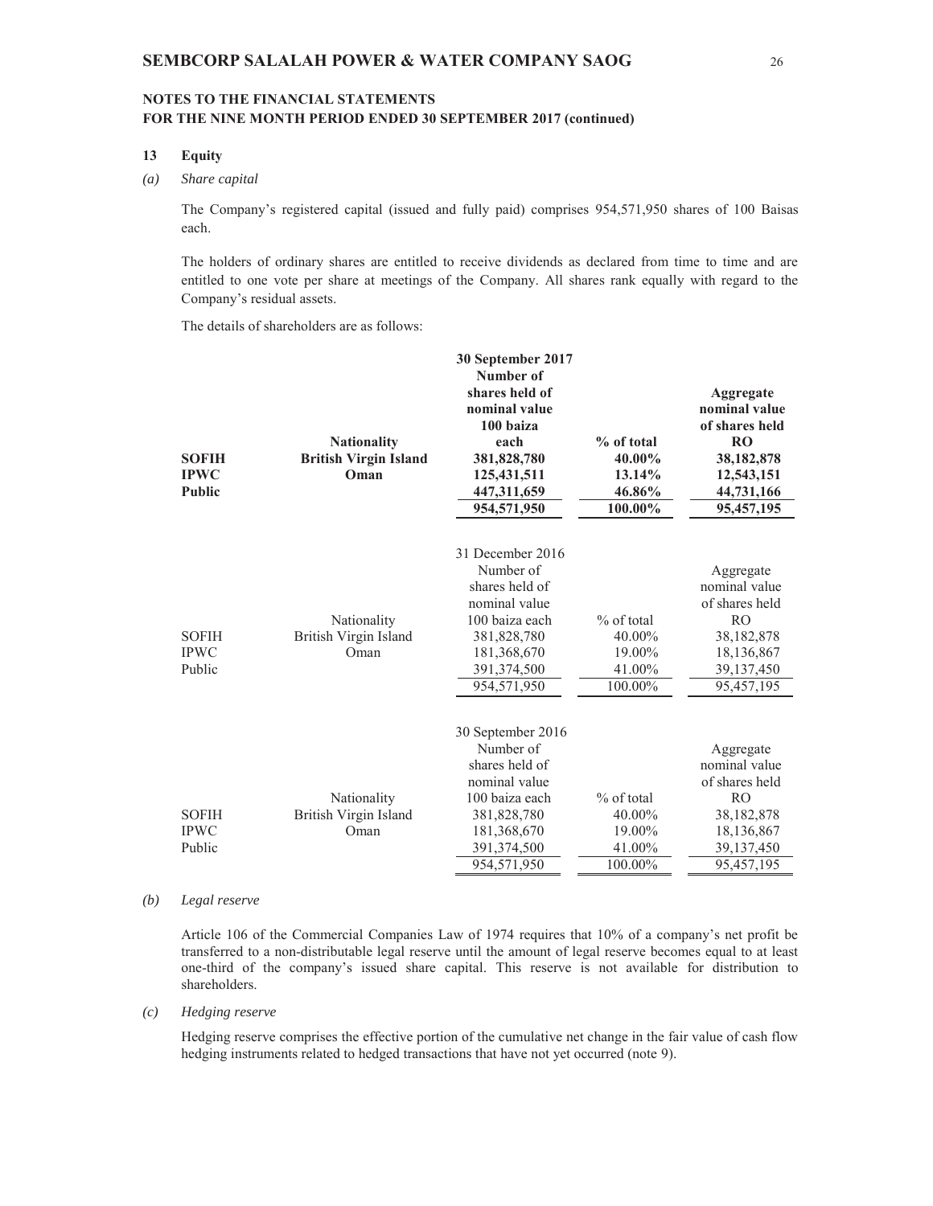**NOTES TO THE FINANCIAL STATEMENTS**
**FOR THE NINE MONTH PERIOD ENDED 30 SEPTEMBER 2017 (continued)**

## 13 Equity

*(a) Share capital*

The Company's registered capital (issued and fully paid) comprises 954,571,950 shares of 100 Baisas each.

The holders of ordinary shares are entitled to receive dividends as declared from time to time and are entitled to one vote per share at meetings of the Company. All shares rank equally with regard to the Company's residual assets.

The details of shareholders are as follows:

| | | **30 September 2017** | | |
|---|---|---|---|---|
| | **Nationality** | **Number of shares held of nominal value 100 baiza each** | **% of total** | **Aggregate nominal value of shares held RO** |
| **SOFIH** | **British Virgin Island** | **381,828,780** | **40.00%** | **38,182,878** |
| **IPWC** | **Oman** | **125,431,511** | **13.14%** | **12,543,151** |
| **Public** | | **447,311,659** | **46.86%** | **44,731,166** |
| | | **954,571,950** | **100.00%** | **95,457,195** |

| | | 31 December 2016 | | |
|---|---|---|---|---|
| | Nationality | Number of shares held of nominal value 100 baiza each | % of total | Aggregate nominal value of shares held RO |
| SOFIH | British Virgin Island | 381,828,780 | 40.00% | 38,182,878 |
| IPWC | Oman | 181,368,670 | 19.00% | 18,136,867 |
| Public | | 391,374,500 | 41.00% | 39,137,450 |
| | | 954,571,950 | 100.00% | 95,457,195 |

| | | 30 September 2016 | | |
|---|---|---|---|---|
| | Nationality | Number of shares held of nominal value 100 baiza each | % of total | Aggregate nominal value of shares held RO |
| SOFIH | British Virgin Island | 381,828,780 | 40.00% | 38,182,878 |
| IPWC | Oman | 181,368,670 | 19.00% | 18,136,867 |
| Public | | 391,374,500 | 41.00% | 39,137,450 |
| | | 954,571,950 | 100.00% | 95,457,195 |

*(b) Legal reserve*

Article 106 of the Commercial Companies Law of 1974 requires that 10% of a company's net profit be transferred to a non-distributable legal reserve until the amount of legal reserve becomes equal to at least one-third of the company's issued share capital. This reserve is not available for distribution to shareholders.

*(c) Hedging reserve*

Hedging reserve comprises the effective portion of the cumulative net change in the fair value of cash flow hedging instruments related to hedged transactions that have not yet occurred (note 9).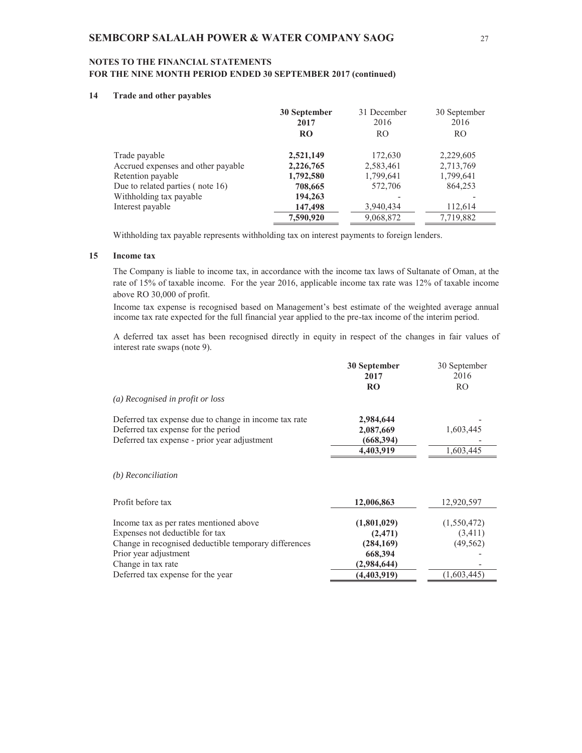**NOTES TO THE FINANCIAL STATEMENTS**
**FOR THE NINE MONTH PERIOD ENDED 30 SEPTEMBER 2017 (continued)**

## 14 Trade and other payables

| | **30 September 2017** | 31 December 2016 | 30 September 2016 |
|---|---|---|---|
| | **RO** | RO | RO |
| Trade payable | **2,521,149** | 172,630 | 2,229,605 |
| Accrued expenses and other payable | **2,226,765** | 2,583,461 | 2,713,769 |
| Retention payable | **1,792,580** | 1,799,641 | 1,799,641 |
| Due to related parties ( note 16) | **708,665** | 572,706 | 864,253 |
| Withholding tax payable | **194,263** | - | - |
| Interest payable | **147,498** | 3,940,434 | 112,614 |
| | **7,590,920** | 9,068,872 | 7,719,882 |

Withholding tax payable represents withholding tax on interest payments to foreign lenders.

## 15 Income tax

The Company is liable to income tax, in accordance with the income tax laws of Sultanate of Oman, at the rate of 15% of taxable income. For the year 2016, applicable income tax rate was 12% of taxable income above RO 30,000 of profit.

Income tax expense is recognised based on Management's best estimate of the weighted average annual income tax rate expected for the full financial year applied to the pre-tax income of the interim period.

A deferred tax asset has been recognised directly in equity in respect of the changes in fair values of interest rate swaps (note 9).

| | **30 September 2017** | 30 September 2016 |
|---|---|---|
| | **RO** | RO |
| *(a) Recognised in profit or loss* | | |
| Deferred tax expense due to change in income tax rate | **2,984,644** | - |
| Deferred tax expense for the period | **2,087,669** | 1,603,445 |
| Deferred tax expense - prior year adjustment | **(668,394)** | - |
| | **4,403,919** | 1,603,445 |
| *(b) Reconciliation* | | |
| Profit before tax | **12,006,863** | 12,920,597 |
| Income tax as per rates mentioned above | **(1,801,029)** | (1,550,472) |
| Expenses not deductible for tax | **(2,471)** | (3,411) |
| Change in recognised deductible temporary differences | **(284,169)** | (49,562) |
| Prior year adjustment | **668,394** | - |
| Change in tax rate | **(2,984,644)** | - |
| Deferred tax expense for the year | **(4,403,919)** | (1,603,445) |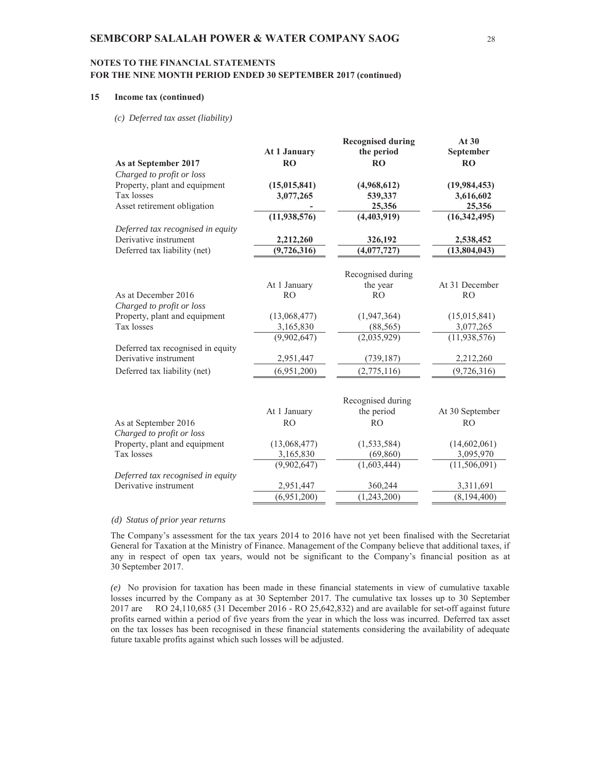## 15 Income tax (continued)

*(c) Deferred tax asset (liability)*

| As at September 2017 | At 1 January RO | Recognised during the period RO | At 30 September RO |
|---|---|---|---|
| *Charged to profit or loss* | | | |
| Property, plant and equipment | **(15,015,841)** | **(4,968,612)** | **(19,984,453)** |
| Tax losses | **3,077,265** | **539,337** | **3,616,602** |
| Asset retirement obligation | **-** | **25,356** | **25,356** |
| | **(11,938,576)** | **(4,403,919)** | **(16,342,495)** |
| *Deferred tax recognised in equity* | | | |
| Derivative instrument | **2,212,260** | **326,192** | **2,538,452** |
| Deferred tax liability (net) | **(9,726,316)** | **(4,077,727)** | **(13,804,043)** |

| As at December 2016 | At 1 January RO | Recognised during the year RO | At 31 December RO |
|---|---|---|---|
| *Charged to profit or loss* | | | |
| Property, plant and equipment | (13,068,477) | (1,947,364) | (15,015,841) |
| Tax losses | 3,165,830 | (88,565) | 3,077,265 |
| | (9,902,647) | (2,035,929) | (11,938,576) |
| Deferred tax recognised in equity | | | |
| Derivative instrument | 2,951,447 | (739,187) | 2,212,260 |
| Deferred tax liability (net) | (6,951,200) | (2,775,116) | (9,726,316) |

| As at September 2016 | At 1 January RO | Recognised during the period RO | At 30 September RO |
|---|---|---|---|
| *Charged to profit or loss* | | | |
| Property, plant and equipment | (13,068,477) | (1,533,584) | (14,602,061) |
| Tax losses | 3,165,830 | (69,860) | 3,095,970 |
| | (9,902,647) | (1,603,444) | (11,506,091) |
| *Deferred tax recognised in equity* | | | |
| Derivative instrument | 2,951,447 | 360,244 | 3,311,691 |
| | (6,951,200) | (1,243,200) | (8,194,400) |

*(d) Status of prior year returns*

The Company's assessment for the tax years 2014 to 2016 have not yet been finalised with the Secretariat General for Taxation at the Ministry of Finance. Management of the Company believe that additional taxes, if any in respect of open tax years, would not be significant to the Company's financial position as at 30 September 2017.

*(e)* No provision for taxation has been made in these financial statements in view of cumulative taxable losses incurred by the Company as at 30 September 2017. The cumulative tax losses up to 30 September 2017 are RO 24,110,685 (31 December 2016 - RO 25,642,832) and are available for set-off against future profits earned within a period of five years from the year in which the loss was incurred. Deferred tax asset on the tax losses has been recognised in these financial statements considering the availability of adequate future taxable profits against which such losses will be adjusted.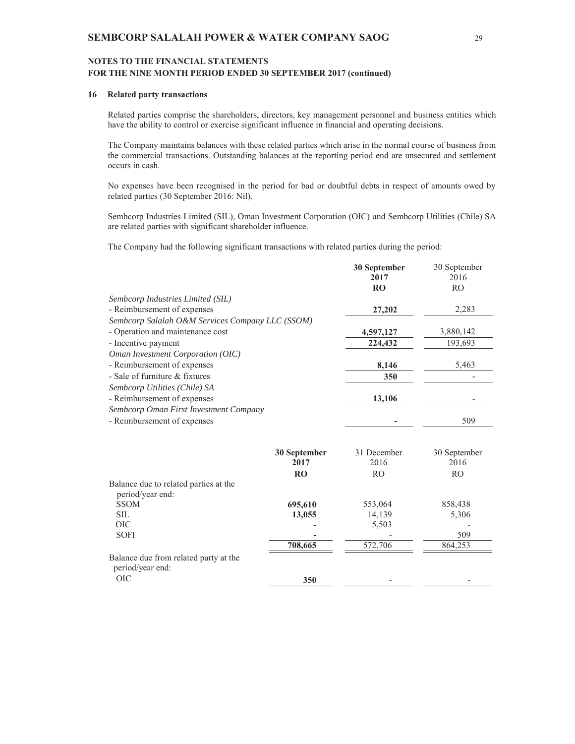## 16 Related party transactions

Related parties comprise the shareholders, directors, key management personnel and business entities which have the ability to control or exercise significant influence in financial and operating decisions.

The Company maintains balances with these related parties which arise in the normal course of business from the commercial transactions. Outstanding balances at the reporting period end are unsecured and settlement occurs in cash.

No expenses have been recognised in the period for bad or doubtful debts in respect of amounts owed by related parties (30 September 2016: Nil).

Sembcorp Industries Limited (SIL), Oman Investment Corporation (OIC) and Sembcorp Utilities (Chile) SA are related parties with significant shareholder influence.

The Company had the following significant transactions with related parties during the period:

| | **30 September 2017 RO** | 30 September 2016 RO |
|---|---|---|
| *Sembcorp Industries Limited (SIL)* | | |
| - Reimbursement of expenses | **27,202** | 2,283 |
| *Sembcorp Salalah O&M Services Company LLC (SSOM)* | | |
| - Operation and maintenance cost | **4,597,127** | 3,880,142 |
| - Incentive payment | **224,432** | 193,693 |
| *Oman Investment Corporation (OIC)* | | |
| - Reimbursement of expenses | **8,146** | 5,463 |
| - Sale of furniture & fixtures | **350** | - |
| *Sembcorp Utilities (Chile) SA* | | |
| - Reimbursement of expenses | **13,106** | - |
| *Sembcorp Oman First Investment Company* | | |
| - Reimbursement of expenses | **-** | 509 |

| | **30 September 2017 RO** | 31 December 2016 RO | 30 September 2016 RO |
|---|---|---|---|
| Balance due to related parties at the period/year end: | | | |
| SSOM | **695,610** | 553,064 | 858,438 |
| SIL | **13,055** | 14,139 | 5,306 |
| OIC | **-** | 5,503 | - |
| SOFI | **-** | - | 509 |
| | **708,665** | 572,706 | 864,253 |
| Balance due from related party at the period/year end: | | | |
| OIC | **350** | - | - |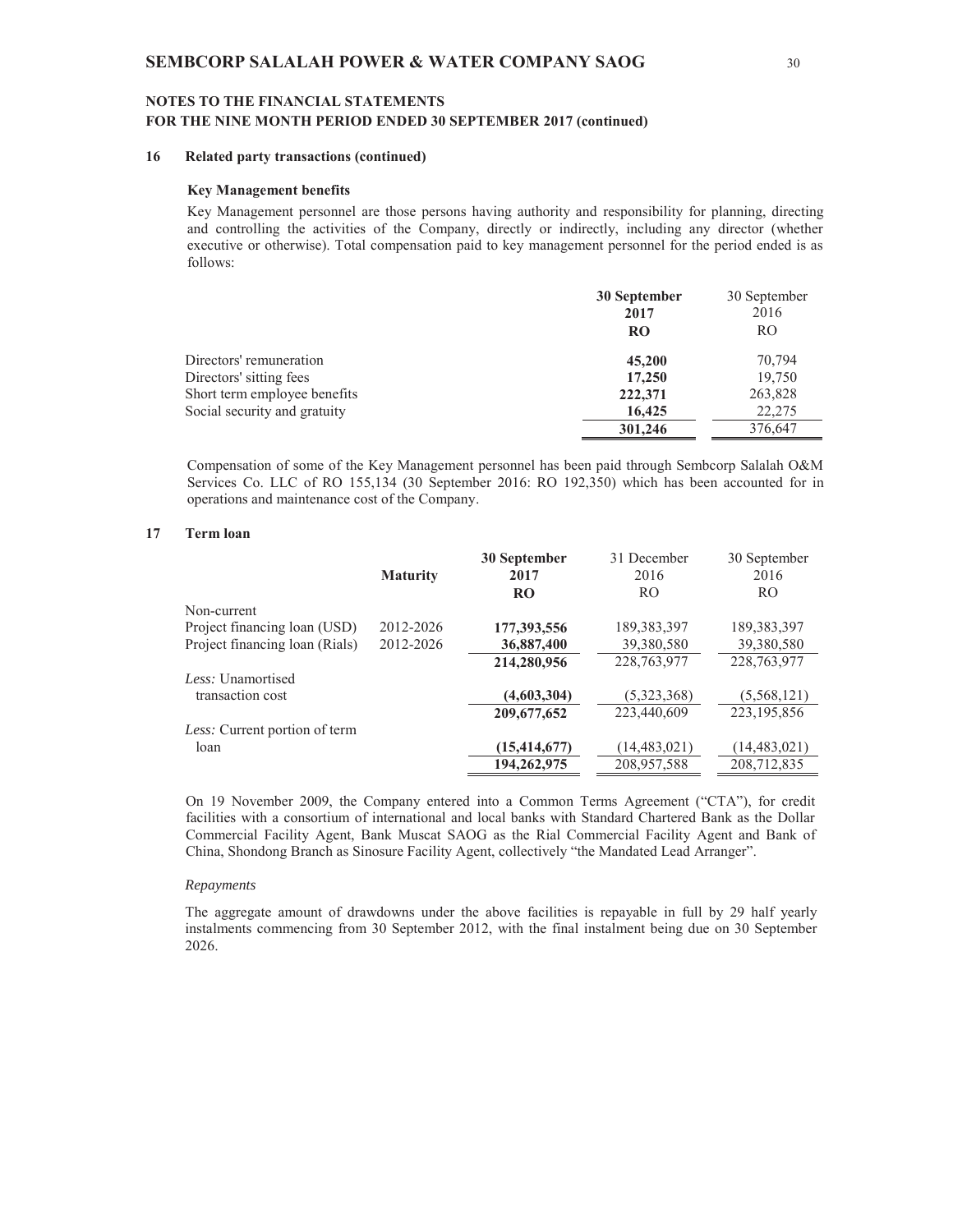## 16 Related party transactions (continued)

### Key Management benefits

Key Management personnel are those persons having authority and responsibility for planning, directing and controlling the activities of the Company, directly or indirectly, including any director (whether executive or otherwise). Total compensation paid to key management personnel for the period ended is as follows:

| | **30 September 2017 RO** | 30 September 2016 RO |
|---|---|---|
| Directors' remuneration | **45,200** | 70,794 |
| Directors' sitting fees | **17,250** | 19,750 |
| Short term employee benefits | **222,371** | 263,828 |
| Social security and gratuity | **16,425** | 22,275 |
| | **301,246** | 376,647 |

Compensation of some of the Key Management personnel has been paid through Sembcorp Salalah O&M Services Co. LLC of RO 155,134 (30 September 2016: RO 192,350) which has been accounted for in operations and maintenance cost of the Company.

## 17 Term loan

| | **Maturity** | **30 September 2017 RO** | 31 December 2016 RO | 30 September 2016 RO |
|---|---|---|---|---|
| Non-current | | | | |
| Project financing loan (USD) | 2012-2026 | **177,393,556** | 189,383,397 | 189,383,397 |
| Project financing loan (Rials) | 2012-2026 | **36,887,400** | 39,380,580 | 39,380,580 |
| | | **214,280,956** | 228,763,977 | 228,763,977 |
| *Less:* Unamortised transaction cost | | **(4,603,304)** | (5,323,368) | (5,568,121) |
| | | **209,677,652** | 223,440,609 | 223,195,856 |
| *Less:* Current portion of term loan | | **(15,414,677)** | (14,483,021) | (14,483,021) |
| | | **194,262,975** | 208,957,588 | 208,712,835 |

On 19 November 2009, the Company entered into a Common Terms Agreement ("CTA"), for credit facilities with a consortium of international and local banks with Standard Chartered Bank as the Dollar Commercial Facility Agent, Bank Muscat SAOG as the Rial Commercial Facility Agent and Bank of China, Shondong Branch as Sinosure Facility Agent, collectively "the Mandated Lead Arranger".

*Repayments*

The aggregate amount of drawdowns under the above facilities is repayable in full by 29 half yearly instalments commencing from 30 September 2012, with the final instalment being due on 30 September 2026.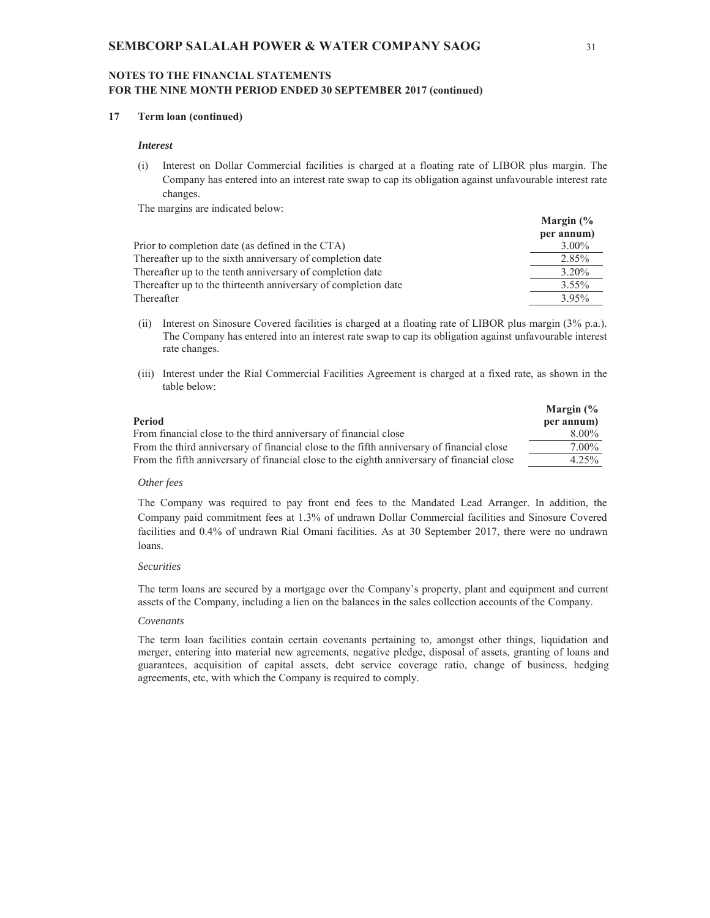## NOTES TO THE FINANCIAL STATEMENTS
## FOR THE NINE MONTH PERIOD ENDED 30 SEPTEMBER 2017 (continued)

### 17 Term loan (continued)

***Interest***

(i) Interest on Dollar Commercial facilities is charged at a floating rate of LIBOR plus margin. The Company has entered into an interest rate swap to cap its obligation against unfavourable interest rate changes.

The margins are indicated below:

| | Margin (% per annum) |
|---|---|
| Prior to completion date (as defined in the CTA) | 3.00% |
| Thereafter up to the sixth anniversary of completion date | 2.85% |
| Thereafter up to the tenth anniversary of completion date | 3.20% |
| Thereafter up to the thirteenth anniversary of completion date | 3.55% |
| Thereafter | 3.95% |

(ii) Interest on Sinosure Covered facilities is charged at a floating rate of LIBOR plus margin (3% p.a.). The Company has entered into an interest rate swap to cap its obligation against unfavourable interest rate changes.

(iii) Interest under the Rial Commercial Facilities Agreement is charged at a fixed rate, as shown in the table below:

| Period | Margin (% per annum) |
|---|---|
| From financial close to the third anniversary of financial close | 8.00% |
| From the third anniversary of financial close to the fifth anniversary of financial close | 7.00% |
| From the fifth anniversary of financial close to the eighth anniversary of financial close | 4.25% |

*Other fees*

The Company was required to pay front end fees to the Mandated Lead Arranger. In addition, the Company paid commitment fees at 1.3% of undrawn Dollar Commercial facilities and Sinosure Covered facilities and 0.4% of undrawn Rial Omani facilities. As at 30 September 2017, there were no undrawn loans.

*Securities*

The term loans are secured by a mortgage over the Company's property, plant and equipment and current assets of the Company, including a lien on the balances in the sales collection accounts of the Company.

*Covenants*

The term loan facilities contain certain covenants pertaining to, amongst other things, liquidation and merger, entering into material new agreements, negative pledge, disposal of assets, granting of loans and guarantees, acquisition of capital assets, debt service coverage ratio, change of business, hedging agreements, etc, with which the Company is required to comply.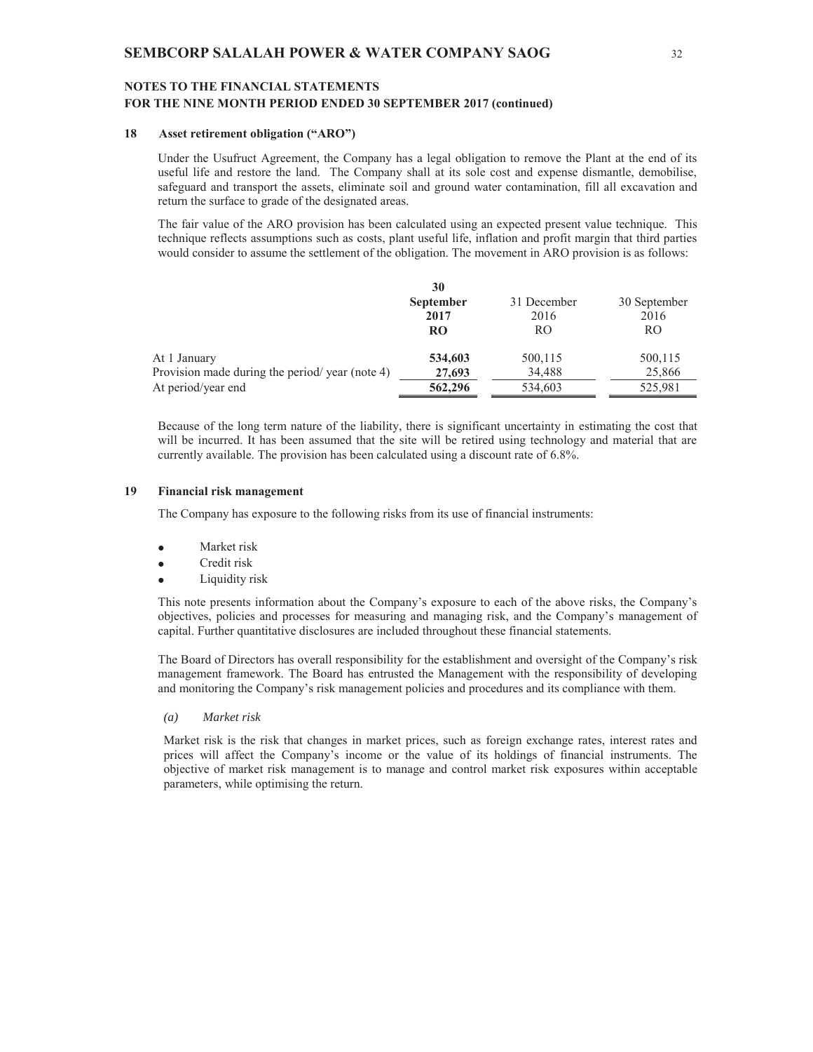## 18 Asset retirement obligation ("ARO")

Under the Usufruct Agreement, the Company has a legal obligation to remove the Plant at the end of its useful life and restore the land. The Company shall at its sole cost and expense dismantle, demobilise, safeguard and transport the assets, eliminate soil and ground water contamination, fill all excavation and return the surface to grade of the designated areas.

The fair value of the ARO provision has been calculated using an expected present value technique. This technique reflects assumptions such as costs, plant useful life, inflation and profit margin that third parties would consider to assume the settlement of the obligation. The movement in ARO provision is as follows:

| | **30 September 2017 RO** | 31 December 2016 RO | 30 September 2016 RO |
|---|---|---|---|
| At 1 January | **534,603** | 500,115 | 500,115 |
| Provision made during the period/ year (note 4) | **27,693** | 34,488 | 25,866 |
| At period/year end | **562,296** | 534,603 | 525,981 |

Because of the long term nature of the liability, there is significant uncertainty in estimating the cost that will be incurred. It has been assumed that the site will be retired using technology and material that are currently available. The provision has been calculated using a discount rate of 6.8%.

## 19 Financial risk management

The Company has exposure to the following risks from its use of financial instruments:

- Market risk
- Credit risk
- Liquidity risk

This note presents information about the Company's exposure to each of the above risks, the Company's objectives, policies and processes for measuring and managing risk, and the Company's management of capital. Further quantitative disclosures are included throughout these financial statements.

The Board of Directors has overall responsibility for the establishment and oversight of the Company's risk management framework. The Board has entrusted the Management with the responsibility of developing and monitoring the Company's risk management policies and procedures and its compliance with them.

*(a) Market risk*

Market risk is the risk that changes in market prices, such as foreign exchange rates, interest rates and prices will affect the Company's income or the value of its holdings of financial instruments. The objective of market risk management is to manage and control market risk exposures within acceptable parameters, while optimising the return.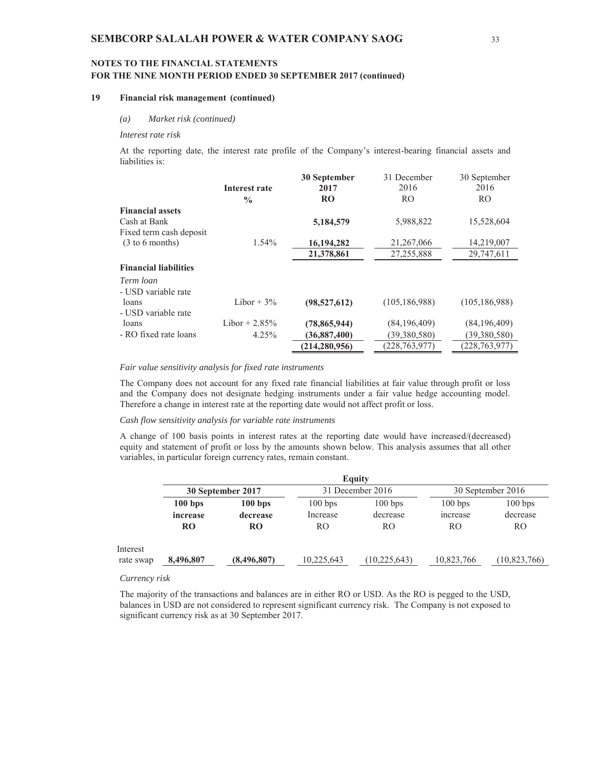## NOTES TO THE FINANCIAL STATEMENTS
## FOR THE NINE MONTH PERIOD ENDED 30 SEPTEMBER 2017 (continued)

### 19 Financial risk management (continued)

*(a) Market risk (continued)*

*Interest rate risk*

At the reporting date, the interest rate profile of the Company's interest-bearing financial assets and liabilities is:

| | Interest rate | 30 September 2017 | 31 December 2016 | 30 September 2016 |
|---|---|---|---|---|
| | % | RO | RO | RO |
| **Financial assets** | | | | |
| Cash at Bank | | **5,184,579** | 5,988,822 | 15,528,604 |
| Fixed term cash deposit (3 to 6 months) | 1.54% | **16,194,282** | 21,267,066 | 14,219,007 |
| | | **21,378,861** | 27,255,888 | 29,747,611 |
| **Financial liabilities** | | | | |
| *Term loan* | | | | |
| - USD variable rate loans | Libor + 3% | **(98,527,612)** | (105,186,988) | (105,186,988) |
| - USD variable rate loans | Libor + 2.85% | **(78,865,944)** | (84,196,409) | (84,196,409) |
| - RO fixed rate loans | 4.25% | **(36,887,400)** | (39,380,580) | (39,380,580) |
| | | **(214,280,956)** | (228,763,977) | (228,763,977) |

*Fair value sensitivity analysis for fixed rate instruments*

The Company does not account for any fixed rate financial liabilities at fair value through profit or loss and the Company does not designate hedging instruments under a fair value hedge accounting model. Therefore a change in interest rate at the reporting date would not affect profit or loss.

*Cash flow sensitivity analysis for variable rate instruments*

A change of 100 basis points in interest rates at the reporting date would have increased/(decreased) equity and statement of profit or loss by the amounts shown below. This analysis assumes that all other variables, in particular foreign currency rates, remain constant.

| | Equity | | | | | |
|---|---|---|---|---|---|---|
| | 30 September 2017 | | 31 December 2016 | | 30 September 2016 | |
| | 100 bps increase | 100 bps decrease | 100 bps Increase | 100 bps decrease | 100 bps increase | 100 bps decrease |
| | RO | RO | RO | RO | RO | RO |
| Interest rate swap | **8,496,807** | **(8,496,807)** | 10,225,643 | (10,225,643) | 10,823,766 | (10,823,766) |

*Currency risk*

The majority of the transactions and balances are in either RO or USD. As the RO is pegged to the USD, balances in USD are not considered to represent significant currency risk. The Company is not exposed to significant currency risk as at 30 September 2017.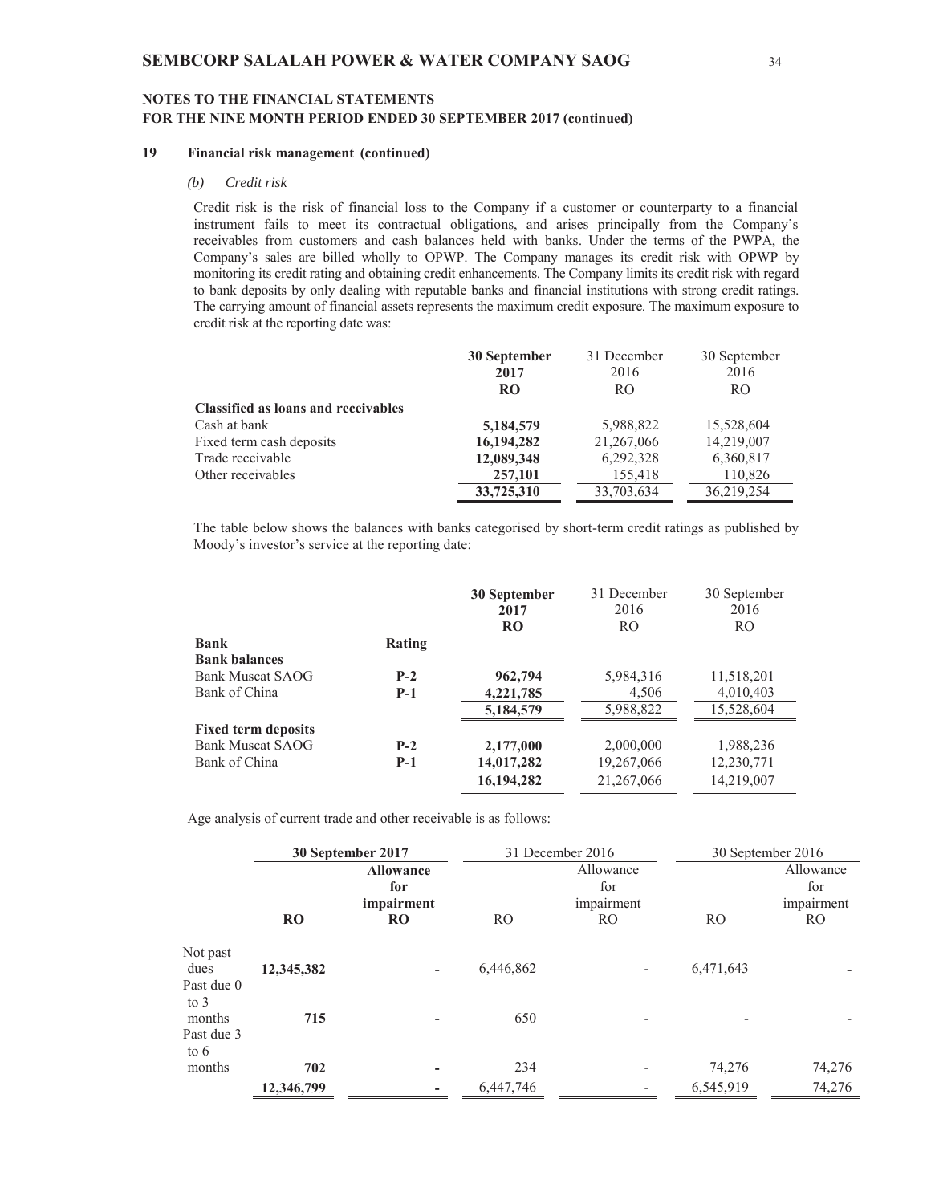## NOTES TO THE FINANCIAL STATEMENTS FOR THE NINE MONTH PERIOD ENDED 30 SEPTEMBER 2017 (continued)

### 19 Financial risk management (continued)

#### *(b) Credit risk*

Credit risk is the risk of financial loss to the Company if a customer or counterparty to a financial instrument fails to meet its contractual obligations, and arises principally from the Company's receivables from customers and cash balances held with banks. Under the terms of the PWPA, the Company's sales are billed wholly to OPWP. The Company manages its credit risk with OPWP by monitoring its credit rating and obtaining credit enhancements. The Company limits its credit risk with regard to bank deposits by only dealing with reputable banks and financial institutions with strong credit ratings. The carrying amount of financial assets represents the maximum credit exposure. The maximum exposure to credit risk at the reporting date was:

| | **30 September 2017 RO** | 31 December 2016 RO | 30 September 2016 RO |
|---|---|---|---|
| **Classified as loans and receivables** | | | |
| Cash at bank | **5,184,579** | 5,988,822 | 15,528,604 |
| Fixed term cash deposits | **16,194,282** | 21,267,066 | 14,219,007 |
| Trade receivable | **12,089,348** | 6,292,328 | 6,360,817 |
| Other receivables | **257,101** | 155,418 | 110,826 |
| | **33,725,310** | 33,703,634 | 36,219,254 |

The table below shows the balances with banks categorised by short-term credit ratings as published by Moody's investor's service at the reporting date:

| **Bank** | **Rating** | **30 September 2017 RO** | 31 December 2016 RO | 30 September 2016 RO |
|---|---|---|---|---|
| **Bank balances** | | | | |
| Bank Muscat SAOG | **P-2** | **962,794** | 5,984,316 | 11,518,201 |
| Bank of China | **P-1** | **4,221,785** | 4,506 | 4,010,403 |
| | | **5,184,579** | 5,988,822 | 15,528,604 |
| **Fixed term deposits** | | | | |
| Bank Muscat SAOG | **P-2** | **2,177,000** | 2,000,000 | 1,988,236 |
| Bank of China | **P-1** | **14,017,282** | 19,267,066 | 12,230,771 |
| | | **16,194,282** | 21,267,066 | 14,219,007 |

Age analysis of current trade and other receivable is as follows:

| | **30 September 2017** | | 31 December 2016 | | 30 September 2016 | |
|---|---|---|---|---|---|---|
| | **RO** | **Allowance for impairment RO** | RO | Allowance for impairment RO | RO | Allowance for impairment RO |
| Not past dues | **12,345,382** | **-** | 6,446,862 | - | 6,471,643 | **-** |
| Past due 0 to 3 months | **715** | **-** | 650 | - | - | - |
| Past due 3 to 6 months | **702** | **-** | 234 | - | 74,276 | 74,276 |
| | **12,346,799** | **-** | 6,447,746 | - | 6,545,919 | 74,276 |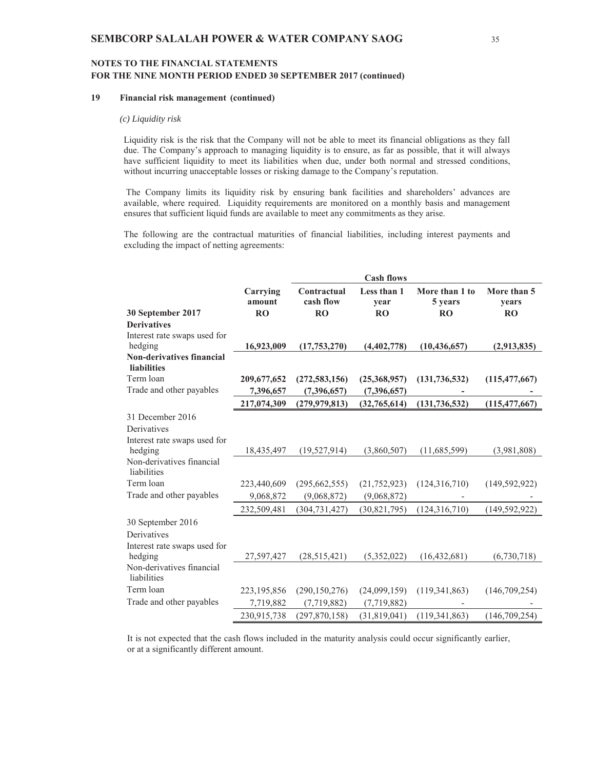**NOTES TO THE FINANCIAL STATEMENTS**
**FOR THE NINE MONTH PERIOD ENDED 30 SEPTEMBER 2017 (continued)**

**19 Financial risk management (continued)**

*(c) Liquidity risk*

Liquidity risk is the risk that the Company will not be able to meet its financial obligations as they fall due. The Company's approach to managing liquidity is to ensure, as far as possible, that it will always have sufficient liquidity to meet its liabilities when due, under both normal and stressed conditions, without incurring unacceptable losses or risking damage to the Company's reputation.

The Company limits its liquidity risk by ensuring bank facilities and shareholders' advances are available, where required. Liquidity requirements are monitored on a monthly basis and management ensures that sufficient liquid funds are available to meet any commitments as they arise.

The following are the contractual maturities of financial liabilities, including interest payments and excluding the impact of netting agreements:

| | | Cash flows | | | |
|---|---|---|---|---|---|
| | **Carrying amount** | **Contractual cash flow** | **Less than 1 year** | **More than 1 to 5 years** | **More than 5 years** |
| **30 September 2017** | **RO** | **RO** | **RO** | **RO** | **RO** |
| **Derivatives** | | | | | |
| Interest rate swaps used for hedging | **16,923,009** | **(17,753,270)** | **(4,402,778)** | **(10,436,657)** | **(2,913,835)** |
| **Non-derivatives financial liabilities** | | | | | |
| Term loan | **209,677,652** | **(272,583,156)** | **(25,368,957)** | **(131,736,532)** | **(115,477,667)** |
| Trade and other payables | **7,396,657** | **(7,396,657)** | **(7,396,657)** | **-** | **-** |
| | **217,074,309** | **(279,979,813)** | **(32,765,614)** | **(131,736,532)** | **(115,477,667)** |
| 31 December 2016 | | | | | |
| Derivatives | | | | | |
| Interest rate swaps used for hedging | 18,435,497 | (19,527,914) | (3,860,507) | (11,685,599) | (3,981,808) |
| Non-derivatives financial liabilities | | | | | |
| Term loan | 223,440,609 | (295,662,555) | (21,752,923) | (124,316,710) | (149,592,922) |
| Trade and other payables | 9,068,872 | (9,068,872) | (9,068,872) | - | - |
| | 232,509,481 | (304,731,427) | (30,821,795) | (124,316,710) | (149,592,922) |
| 30 September 2016 | | | | | |
| Derivatives | | | | | |
| Interest rate swaps used for hedging | 27,597,427 | (28,515,421) | (5,352,022) | (16,432,681) | (6,730,718) |
| Non-derivatives financial liabilities | | | | | |
| Term loan | 223,195,856 | (290,150,276) | (24,099,159) | (119,341,863) | (146,709,254) |
| Trade and other payables | 7,719,882 | (7,719,882) | (7,719,882) | - | - |
| | 230,915,738 | (297,870,158) | (31,819,041) | (119,341,863) | (146,709,254) |

It is not expected that the cash flows included in the maturity analysis could occur significantly earlier, or at a significantly different amount.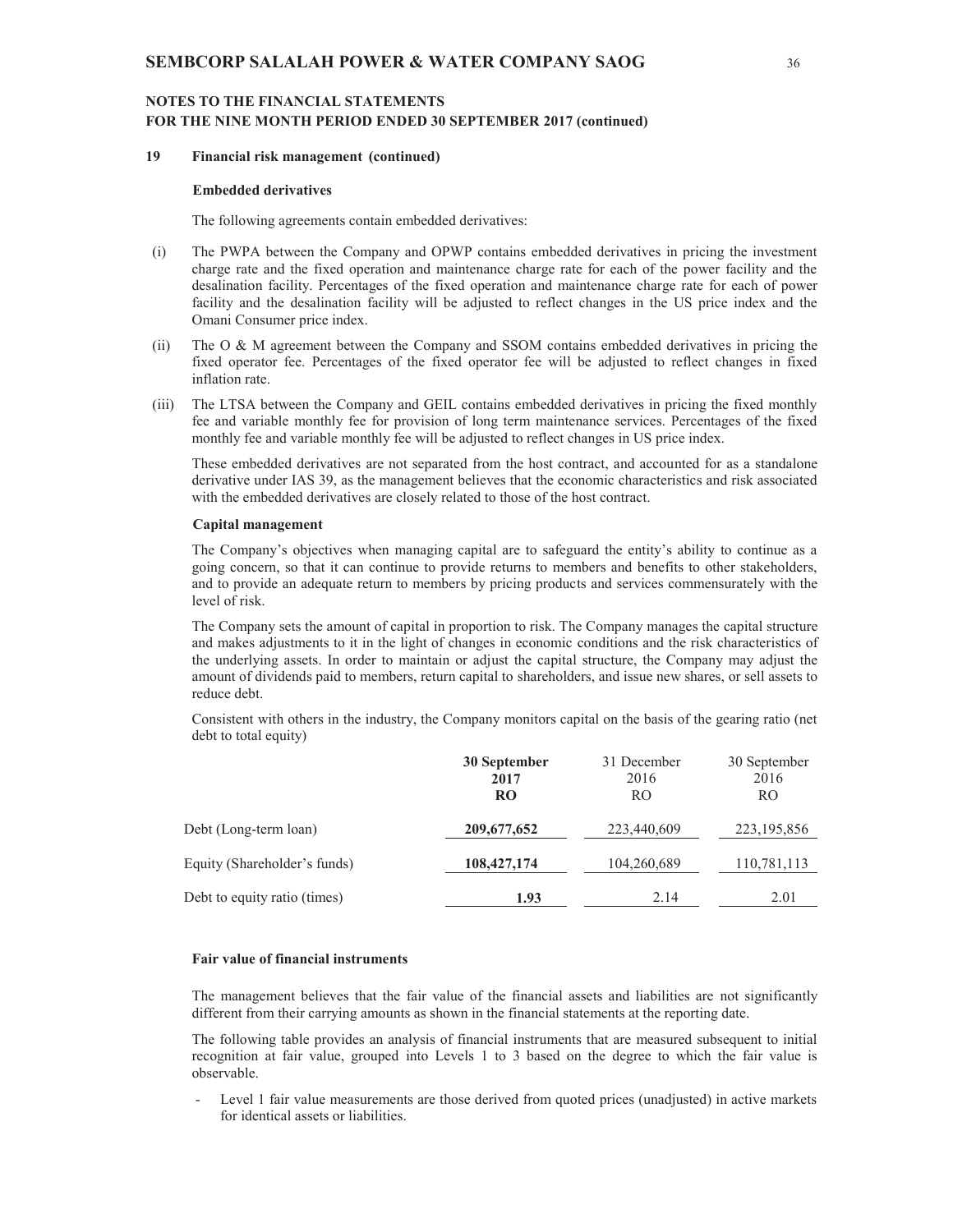## NOTES TO THE FINANCIAL STATEMENTS
## FOR THE NINE MONTH PERIOD ENDED 30 SEPTEMBER 2017 (continued)

### 19 Financial risk management (continued)

**Embedded derivatives**

The following agreements contain embedded derivatives:

(i) The PWPA between the Company and OPWP contains embedded derivatives in pricing the investment charge rate and the fixed operation and maintenance charge rate for each of the power facility and the desalination facility. Percentages of the fixed operation and maintenance charge rate for each of power facility and the desalination facility will be adjusted to reflect changes in the US price index and the Omani Consumer price index.

(ii) The O & M agreement between the Company and SSOM contains embedded derivatives in pricing the fixed operator fee. Percentages of the fixed operator fee will be adjusted to reflect changes in fixed inflation rate.

(iii) The LTSA between the Company and GEIL contains embedded derivatives in pricing the fixed monthly fee and variable monthly fee for provision of long term maintenance services. Percentages of the fixed monthly fee and variable monthly fee will be adjusted to reflect changes in US price index.

These embedded derivatives are not separated from the host contract, and accounted for as a standalone derivative under IAS 39, as the management believes that the economic characteristics and risk associated with the embedded derivatives are closely related to those of the host contract.

**Capital management**

The Company's objectives when managing capital are to safeguard the entity's ability to continue as a going concern, so that it can continue to provide returns to members and benefits to other stakeholders, and to provide an adequate return to members by pricing products and services commensurately with the level of risk.

The Company sets the amount of capital in proportion to risk. The Company manages the capital structure and makes adjustments to it in the light of changes in economic conditions and the risk characteristics of the underlying assets. In order to maintain or adjust the capital structure, the Company may adjust the amount of dividends paid to members, return capital to shareholders, and issue new shares, or sell assets to reduce debt.

Consistent with others in the industry, the Company monitors capital on the basis of the gearing ratio (net debt to total equity)

| | **30 September 2017 RO** | 31 December 2016 RO | 30 September 2016 RO |
|---|---|---|---|
| Debt (Long-term loan) | **209,677,652** | 223,440,609 | 223,195,856 |
| Equity (Shareholder's funds) | **108,427,174** | 104,260,689 | 110,781,113 |
| Debt to equity ratio (times) | **1.93** | 2.14 | 2.01 |

**Fair value of financial instruments**

The management believes that the fair value of the financial assets and liabilities are not significantly different from their carrying amounts as shown in the financial statements at the reporting date.

The following table provides an analysis of financial instruments that are measured subsequent to initial recognition at fair value, grouped into Levels 1 to 3 based on the degree to which the fair value is observable.

- Level 1 fair value measurements are those derived from quoted prices (unadjusted) in active markets for identical assets or liabilities.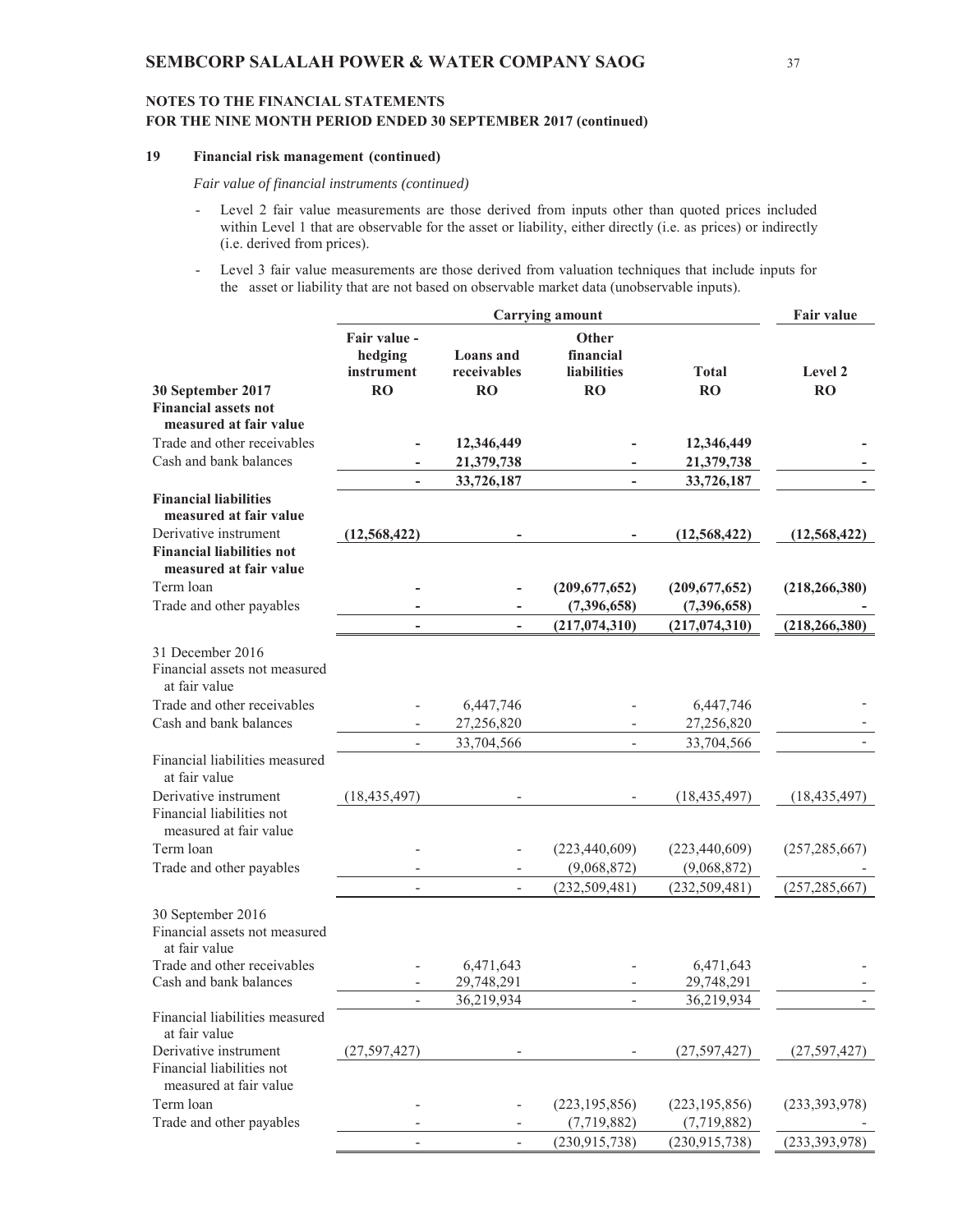## NOTES TO THE FINANCIAL STATEMENTS
## FOR THE NINE MONTH PERIOD ENDED 30 SEPTEMBER 2017 (continued)

### 19 Financial risk management (continued)

*Fair value of financial instruments (continued)*

- Level 2 fair value measurements are those derived from inputs other than quoted prices included within Level 1 that are observable for the asset or liability, either directly (i.e. as prices) or indirectly (i.e. derived from prices).

- Level 3 fair value measurements are those derived from valuation techniques that include inputs for the asset or liability that are not based on observable market data (unobservable inputs).

| | Carrying amount | | | | Fair value |
|---|---|---|---|---|---|
| | **Fair value - hedging instrument** | **Loans and receivables** | **Other financial liabilities** | **Total** | **Level 2** |
| **30 September 2017** | **RO** | **RO** | **RO** | **RO** | **RO** |
| **Financial assets not measured at fair value** | | | | | |
| Trade and other receivables | **-** | **12,346,449** | **-** | **12,346,449** | **-** |
| Cash and bank balances | **-** | **21,379,738** | **-** | **21,379,738** | **-** |
| | **-** | **33,726,187** | **-** | **33,726,187** | **-** |
| **Financial liabilities measured at fair value** | | | | | |
| Derivative instrument | **(12,568,422)** | **-** | **-** | **(12,568,422)** | **(12,568,422)** |
| **Financial liabilities not measured at fair value** | | | | | |
| Term loan | **-** | **-** | **(209,677,652)** | **(209,677,652)** | **(218,266,380)** |
| Trade and other payables | **-** | **-** | **(7,396,658)** | **(7,396,658)** | **-** |
| | **-** | **-** | **(217,074,310)** | **(217,074,310)** | **(218,266,380)** |
| 31 December 2016 | | | | | |
| Financial assets not measured at fair value | | | | | |
| Trade and other receivables | - | 6,447,746 | - | 6,447,746 | - |
| Cash and bank balances | - | 27,256,820 | - | 27,256,820 | - |
| | - | 33,704,566 | - | 33,704,566 | - |
| Financial liabilities measured at fair value | | | | | |
| Derivative instrument | (18,435,497) | - | - | (18,435,497) | (18,435,497) |
| Financial liabilities not measured at fair value | | | | | |
| Term loan | - | - | (223,440,609) | (223,440,609) | (257,285,667) |
| Trade and other payables | - | - | (9,068,872) | (9,068,872) | - |
| | - | - | (232,509,481) | (232,509,481) | (257,285,667) |
| 30 September 2016 | | | | | |
| Financial assets not measured at fair value | | | | | |
| Trade and other receivables | - | 6,471,643 | - | 6,471,643 | - |
| Cash and bank balances | - | 29,748,291 | - | 29,748,291 | - |
| | - | 36,219,934 | - | 36,219,934 | - |
| Financial liabilities measured at fair value | | | | | |
| Derivative instrument | (27,597,427) | - | - | (27,597,427) | (27,597,427) |
| Financial liabilities not measured at fair value | | | | | |
| Term loan | - | - | (223,195,856) | (223,195,856) | (233,393,978) |
| Trade and other payables | - | - | (7,719,882) | (7,719,882) | - |
| | - | - | (230,915,738) | (230,915,738) | (233,393,978) |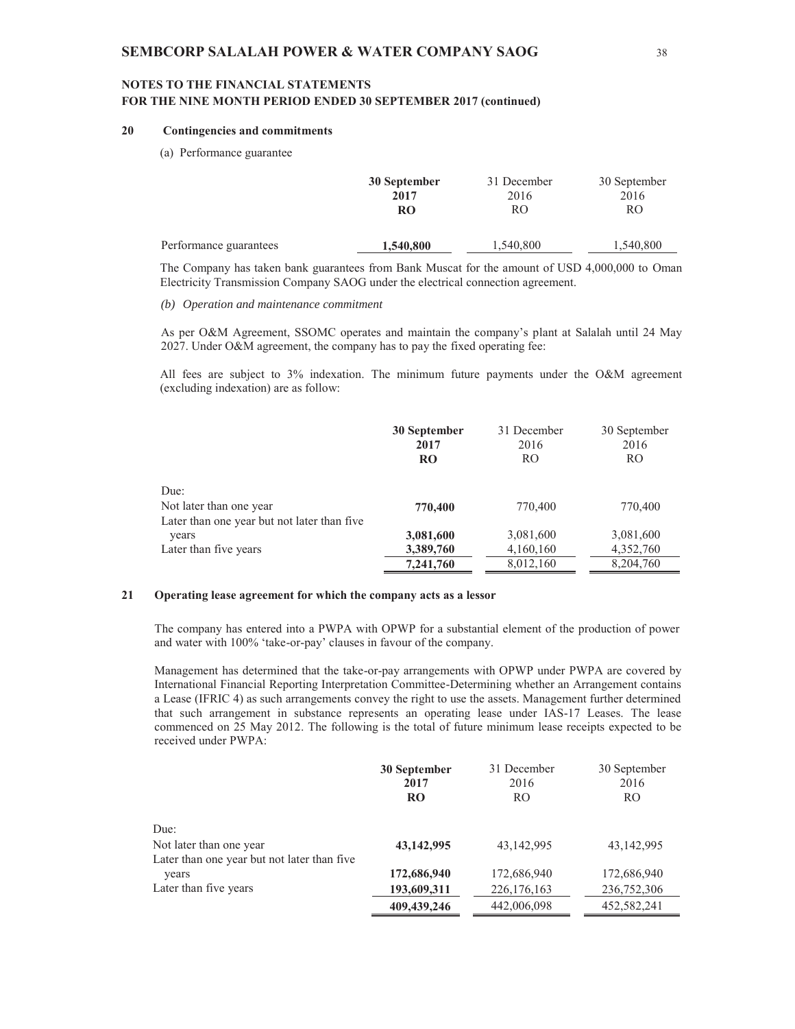## NOTES TO THE FINANCIAL STATEMENTS
## FOR THE NINE MONTH PERIOD ENDED 30 SEPTEMBER 2017 (continued)

### 20 Contingencies and commitments

(a) Performance guarantee

| | **30 September 2017 RO** | 31 December 2016 RO | 30 September 2016 RO |
|---|---|---|---|
| Performance guarantees | **1,540,800** | 1,540,800 | 1,540,800 |

The Company has taken bank guarantees from Bank Muscat for the amount of USD 4,000,000 to Oman Electricity Transmission Company SAOG under the electrical connection agreement.

*(b) Operation and maintenance commitment*

As per O&M Agreement, SSOMC operates and maintain the company's plant at Salalah until 24 May 2027. Under O&M agreement, the company has to pay the fixed operating fee:

All fees are subject to 3% indexation. The minimum future payments under the O&M agreement (excluding indexation) are as follow:

| | **30 September 2017 RO** | 31 December 2016 RO | 30 September 2016 RO |
|---|---|---|---|
| Due: | | | |
| Not later than one year | **770,400** | 770,400 | 770,400 |
| Later than one year but not later than five years | **3,081,600** | 3,081,600 | 3,081,600 |
| Later than five years | **3,389,760** | 4,160,160 | 4,352,760 |
| | **7,241,760** | 8,012,160 | 8,204,760 |

### 21 Operating lease agreement for which the company acts as a lessor

The company has entered into a PWPA with OPWP for a substantial element of the production of power and water with 100% 'take-or-pay' clauses in favour of the company.

Management has determined that the take-or-pay arrangements with OPWP under PWPA are covered by International Financial Reporting Interpretation Committee-Determining whether an Arrangement contains a Lease (IFRIC 4) as such arrangements convey the right to use the assets. Management further determined that such arrangement in substance represents an operating lease under IAS-17 Leases. The lease commenced on 25 May 2012. The following is the total of future minimum lease receipts expected to be received under PWPA:

| | **30 September 2017 RO** | 31 December 2016 RO | 30 September 2016 RO |
|---|---|---|---|
| Due: | | | |
| Not later than one year | **43,142,995** | 43,142,995 | 43,142,995 |
| Later than one year but not later than five years | **172,686,940** | 172,686,940 | 172,686,940 |
| Later than five years | **193,609,311** | 226,176,163 | 236,752,306 |
| | **409,439,246** | 442,006,098 | 452,582,241 |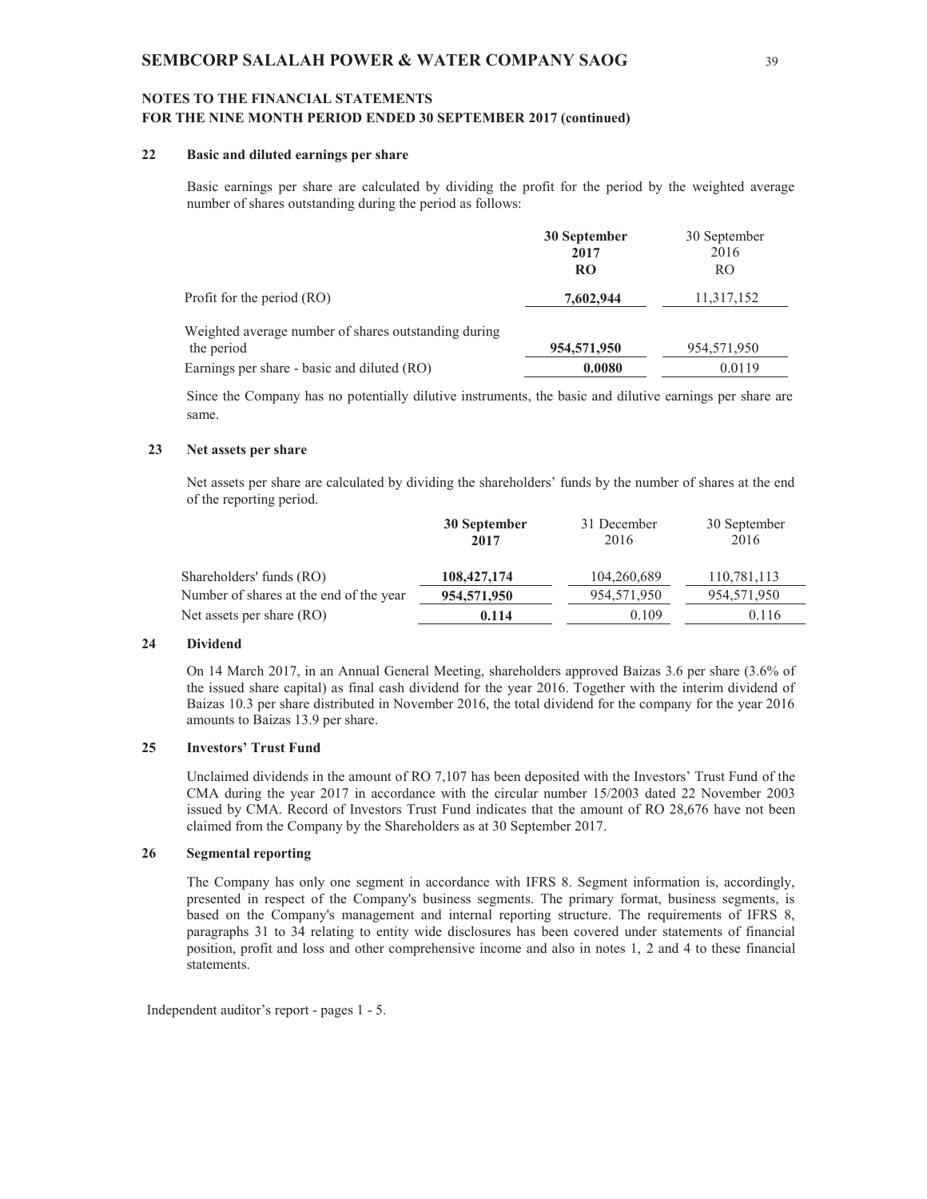## NOTES TO THE FINANCIAL STATEMENTS
## FOR THE NINE MONTH PERIOD ENDED 30 SEPTEMBER 2017 (continued)

### 22 Basic and diluted earnings per share

Basic earnings per share are calculated by dividing the profit for the period by the weighted average number of shares outstanding during the period as follows:

| | **30 September 2017 RO** | 30 September 2016 RO |
|---|---|---|
| Profit for the period (RO) | **7,602,944** | 11,317,152 |
| Weighted average number of shares outstanding during the period | **954,571,950** | 954,571,950 |
| Earnings per share - basic and diluted (RO) | **0.0080** | 0.0119 |

Since the Company has no potentially dilutive instruments, the basic and dilutive earnings per share are same.

### 23 Net assets per share

Net assets per share are calculated by dividing the shareholders' funds by the number of shares at the end of the reporting period.

| | **30 September 2017** | 31 December 2016 | 30 September 2016 |
|---|---|---|---|
| Shareholders' funds (RO) | **108,427,174** | 104,260,689 | 110,781,113 |
| Number of shares at the end of the year | **954,571,950** | 954,571,950 | 954,571,950 |
| Net assets per share (RO) | **0.114** | 0.109 | 0.116 |

### 24 Dividend

On 14 March 2017, in an Annual General Meeting, shareholders approved Baizas 3.6 per share (3.6% of the issued share capital) as final cash dividend for the year 2016. Together with the interim dividend of Baizas 10.3 per share distributed in November 2016, the total dividend for the company for the year 2016 amounts to Baizas 13.9 per share.

### 25 Investors' Trust Fund

Unclaimed dividends in the amount of RO 7,107 has been deposited with the Investors' Trust Fund of the CMA during the year 2017 in accordance with the circular number 15/2003 dated 22 November 2003 issued by CMA. Record of Investors Trust Fund indicates that the amount of RO 28,676 have not been claimed from the Company by the Shareholders as at 30 September 2017.

### 26 Segmental reporting

The Company has only one segment in accordance with IFRS 8. Segment information is, accordingly, presented in respect of the Company's business segments. The primary format, business segments, is based on the Company's management and internal reporting structure. The requirements of IFRS 8, paragraphs 31 to 34 relating to entity wide disclosures has been covered under statements of financial position, profit and loss and other comprehensive income and also in notes 1, 2 and 4 to these financial statements.

Independent auditor's report - pages 1 - 5.